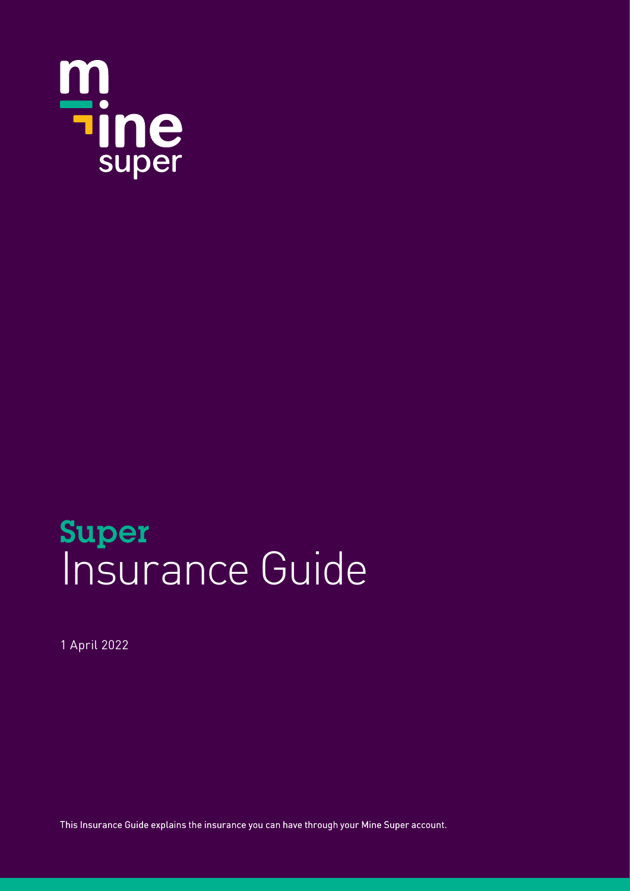mine super

# Super
# Insurance Guide

1 April 2022

This Insurance Guide explains the insurance you can have through your Mine Super account.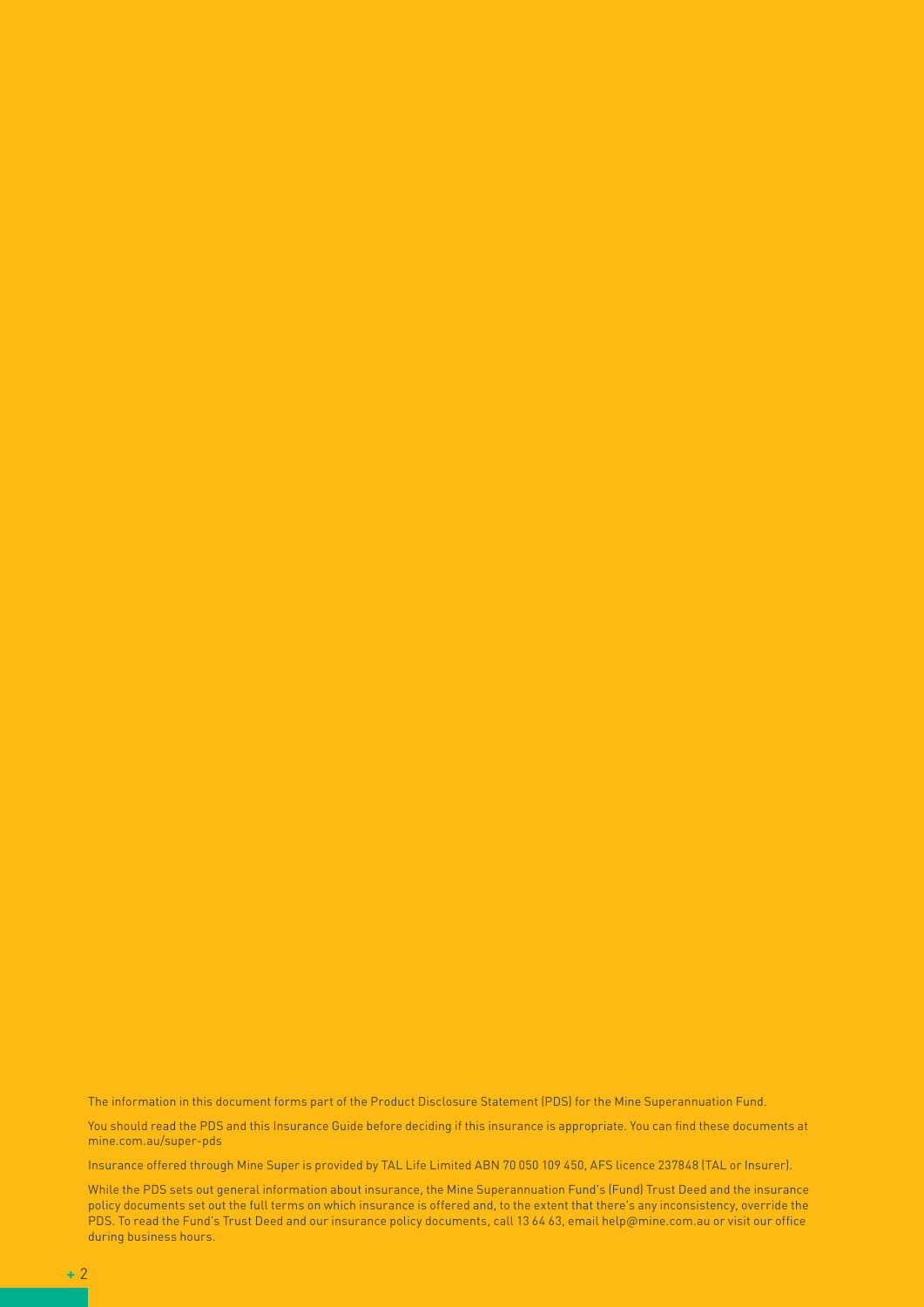The information in this document forms part of the Product Disclosure Statement (PDS) for the Mine Superannuation Fund.

You should read the PDS and this Insurance Guide before deciding if this insurance is appropriate. You can find these documents at mine.com.au/super-pds

Insurance offered through Mine Super is provided by TAL Life Limited ABN 70 050 109 450, AFS licence 237848 (TAL or Insurer).

While the PDS sets out general information about insurance, the Mine Superannuation Fund's (Fund) Trust Deed and the insurance policy documents set out the full terms on which insurance is offered and, to the extent that there's any inconsistency, override the PDS. To read the Fund's Trust Deed and our insurance policy documents, call 13 64 63, email help@mine.com.au or visit our office during business hours.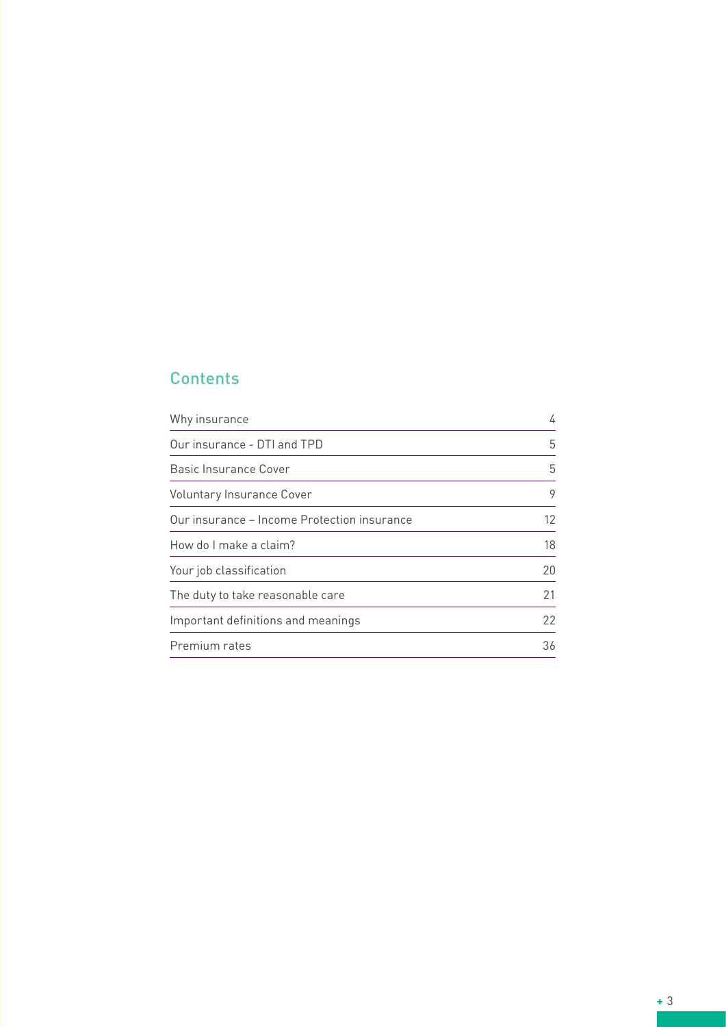## Contents

| | |
|---|---|
| Why insurance | 4 |
| Our insurance - DTI and TPD | 5 |
| Basic Insurance Cover | 5 |
| Voluntary Insurance Cover | 9 |
| Our insurance – Income Protection insurance | 12 |
| How do I make a claim? | 18 |
| Your job classification | 20 |
| The duty to take reasonable care | 21 |
| Important definitions and meanings | 22 |
| Premium rates | 36 |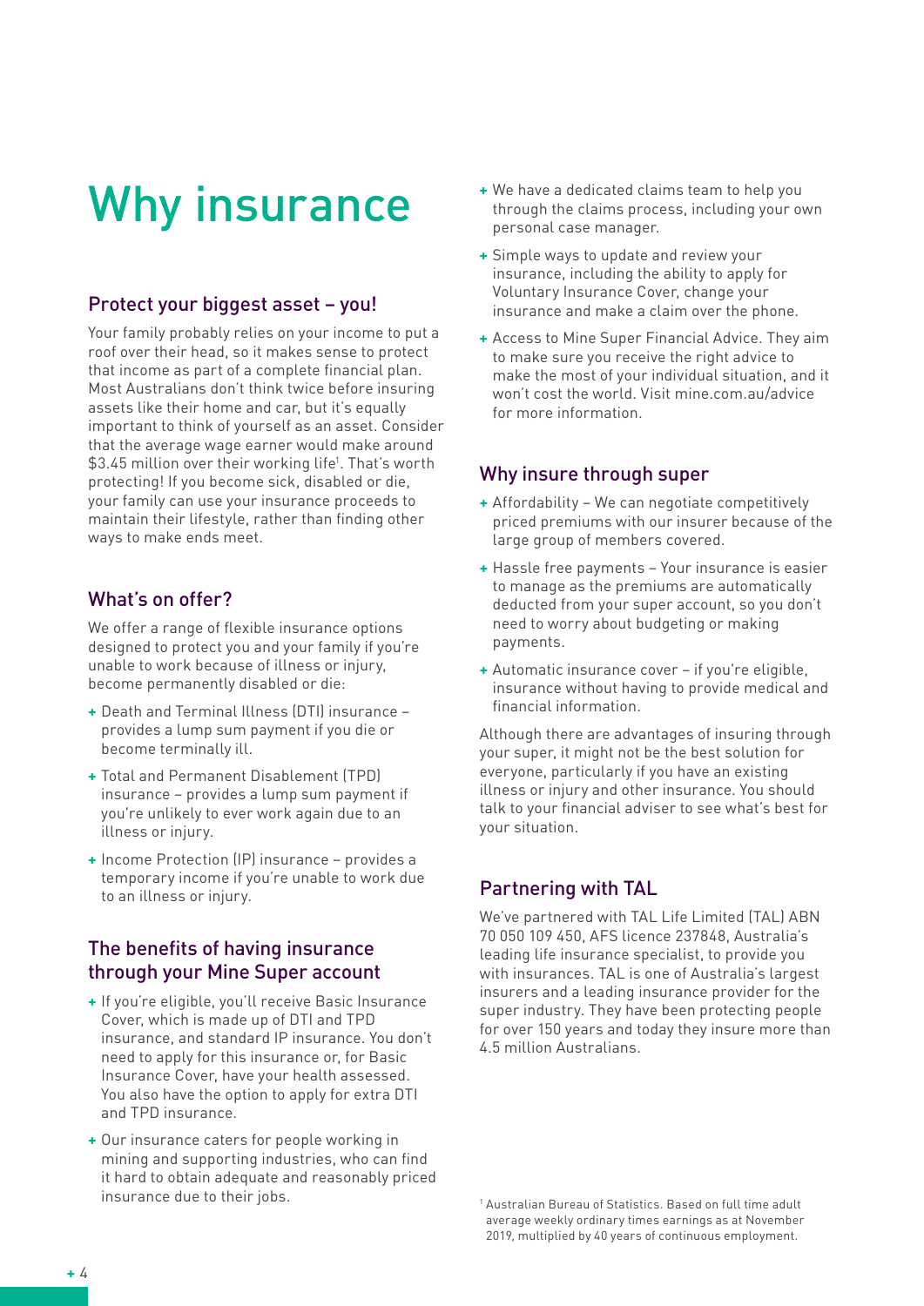# Why insurance

## Protect your biggest asset – you!

Your family probably relies on your income to put a roof over their head, so it makes sense to protect that income as part of a complete financial plan. Most Australians don't think twice before insuring assets like their home and car, but it's equally important to think of yourself as an asset. Consider that the average wage earner would make around $3.45 million over their working life[1]. That's worth protecting! If you become sick, disabled or die, your family can use your insurance proceeds to maintain their lifestyle, rather than finding other ways to make ends meet.

## What's on offer?

We offer a range of flexible insurance options designed to protect you and your family if you're unable to work because of illness or injury, become permanently disabled or die:

- Death and Terminal Illness (DTI) insurance – provides a lump sum payment if you die or become terminally ill.
- Total and Permanent Disablement (TPD) insurance – provides a lump sum payment if you're unlikely to ever work again due to an illness or injury.
- Income Protection (IP) insurance – provides a temporary income if you're unable to work due to an illness or injury.

## The benefits of having insurance through your Mine Super account

- If you're eligible, you'll receive Basic Insurance Cover, which is made up of DTI and TPD insurance, and standard IP insurance. You don't need to apply for this insurance or, for Basic Insurance Cover, have your health assessed. You also have the option to apply for extra DTI and TPD insurance.
- Our insurance caters for people working in mining and supporting industries, who can find it hard to obtain adequate and reasonably priced insurance due to their jobs.
- We have a dedicated claims team to help you through the claims process, including your own personal case manager.
- Simple ways to update and review your insurance, including the ability to apply for Voluntary Insurance Cover, change your insurance and make a claim over the phone.
- Access to Mine Super Financial Advice. They aim to make sure you receive the right advice to make the most of your individual situation, and it won't cost the world. Visit mine.com.au/advice for more information.

## Why insure through super

- Affordability – We can negotiate competitively priced premiums with our insurer because of the large group of members covered.
- Hassle free payments – Your insurance is easier to manage as the premiums are automatically deducted from your super account, so you don't need to worry about budgeting or making payments.
- Automatic insurance cover – if you're eligible, insurance without having to provide medical and financial information.

Although there are advantages of insuring through your super, it might not be the best solution for everyone, particularly if you have an existing illness or injury and other insurance. You should talk to your financial adviser to see what's best for your situation.

## Partnering with TAL

We've partnered with TAL Life Limited (TAL) ABN 70 050 109 450, AFS licence 237848, Australia's leading life insurance specialist, to provide you with insurances. TAL is one of Australia's largest insurers and a leading insurance provider for the super industry. They have been protecting people for over 150 years and today they insure more than 4.5 million Australians.

[1] Australian Bureau of Statistics. Based on full time adult average weekly ordinary times earnings as at November 2019, multiplied by 40 years of continuous employment.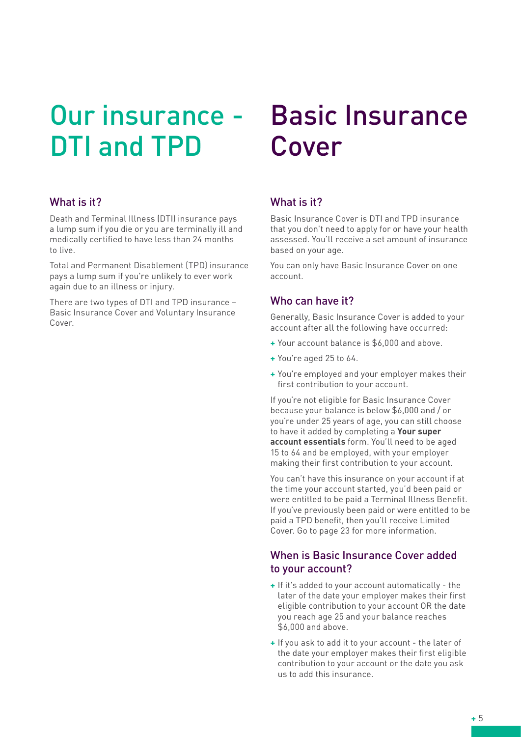# Our insurance - DTI and TPD

## What is it?

Death and Terminal Illness (DTI) insurance pays a lump sum if you die or you are terminally ill and medically certified to have less than 24 months to live.

Total and Permanent Disablement (TPD) insurance pays a lump sum if you're unlikely to ever work again due to an illness or injury.

There are two types of DTI and TPD insurance – Basic Insurance Cover and Voluntary Insurance Cover.

# Basic Insurance Cover

## What is it?

Basic Insurance Cover is DTI and TPD insurance that you don't need to apply for or have your health assessed. You'll receive a set amount of insurance based on your age.

You can only have Basic Insurance Cover on one account.

## Who can have it?

Generally, Basic Insurance Cover is added to your account after all the following have occurred:

+ Your account balance is $6,000 and above.
+ You're aged 25 to 64.
+ You're employed and your employer makes their first contribution to your account.

If you're not eligible for Basic Insurance Cover because your balance is below $6,000 and / or you're under 25 years of age, you can still choose to have it added by completing a **Your super account essentials** form. You'll need to be aged 15 to 64 and be employed, with your employer making their first contribution to your account.

You can't have this insurance on your account if at the time your account started, you'd been paid or were entitled to be paid a Terminal Illness Benefit. If you've previously been paid or were entitled to be paid a TPD benefit, then you'll receive Limited Cover. Go to page 23 for more information.

## When is Basic Insurance Cover added to your account?

+ If it's added to your account automatically - the later of the date your employer makes their first eligible contribution to your account OR the date you reach age 25 and your balance reaches $6,000 and above.
+ If you ask to add it to your account - the later of the date your employer makes their first eligible contribution to your account or the date you ask us to add this insurance.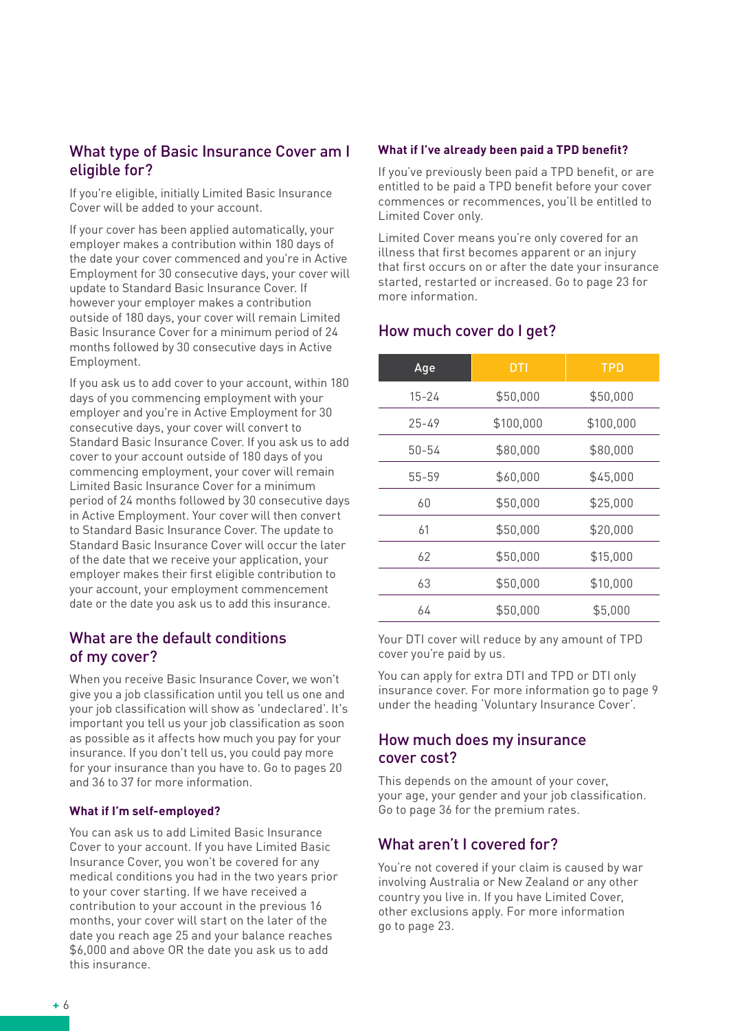## What type of Basic Insurance Cover am I eligible for?

If you're eligible, initially Limited Basic Insurance Cover will be added to your account.

If your cover has been applied automatically, your employer makes a contribution within 180 days of the date your cover commenced and you're in Active Employment for 30 consecutive days, your cover will update to Standard Basic Insurance Cover. If however your employer makes a contribution outside of 180 days, your cover will remain Limited Basic Insurance Cover for a minimum period of 24 months followed by 30 consecutive days in Active Employment.

If you ask us to add cover to your account, within 180 days of you commencing employment with your employer and you're in Active Employment for 30 consecutive days, your cover will convert to Standard Basic Insurance Cover. If you ask us to add cover to your account outside of 180 days of you commencing employment, your cover will remain Limited Basic Insurance Cover for a minimum period of 24 months followed by 30 consecutive days in Active Employment. Your cover will then convert to Standard Basic Insurance Cover. The update to Standard Basic Insurance Cover will occur the later of the date that we receive your application, your employer makes their first eligible contribution to your account, your employment commencement date or the date you ask us to add this insurance.

## What are the default conditions of my cover?

When you receive Basic Insurance Cover, we won't give you a job classification until you tell us one and your job classification will show as 'undeclared'. It's important you tell us your job classification as soon as possible as it affects how much you pay for your insurance. If you don't tell us, you could pay more for your insurance than you have to. Go to pages 20 and 36 to 37 for more information.

### What if I'm self-employed?

You can ask us to add Limited Basic Insurance Cover to your account. If you have Limited Basic Insurance Cover, you won't be covered for any medical conditions you had in the two years prior to your cover starting. If we have received a contribution to your account in the previous 16 months, your cover will start on the later of the date you reach age 25 and your balance reaches $6,000 and above OR the date you ask us to add this insurance.

### What if I've already been paid a TPD benefit?

If you've previously been paid a TPD benefit, or are entitled to be paid a TPD benefit before your cover commences or recommences, you'll be entitled to Limited Cover only.

Limited Cover means you're only covered for an illness that first becomes apparent or an injury that first occurs on or after the date your insurance started, restarted or increased. Go to page 23 for more information.

## How much cover do I get?

| Age | DTI | TPD |
|---|---|---|
| 15-24 | $50,000 | $50,000 |
| 25-49 | $100,000 | $100,000 |
| 50-54 | $80,000 | $80,000 |
| 55-59 | $60,000 | $45,000 |
| 60 | $50,000 | $25,000 |
| 61 | $50,000 | $20,000 |
| 62 | $50,000 | $15,000 |
| 63 | $50,000 | $10,000 |
| 64 | $50,000 | $5,000 |

Your DTI cover will reduce by any amount of TPD cover you're paid by us.

You can apply for extra DTI and TPD or DTI only insurance cover. For more information go to page 9 under the heading 'Voluntary Insurance Cover'.

## How much does my insurance cover cost?

This depends on the amount of your cover, your age, your gender and your job classification. Go to page 36 for the premium rates.

## What aren't I covered for?

You're not covered if your claim is caused by war involving Australia or New Zealand or any other country you live in. If you have Limited Cover, other exclusions apply. For more information go to page 23.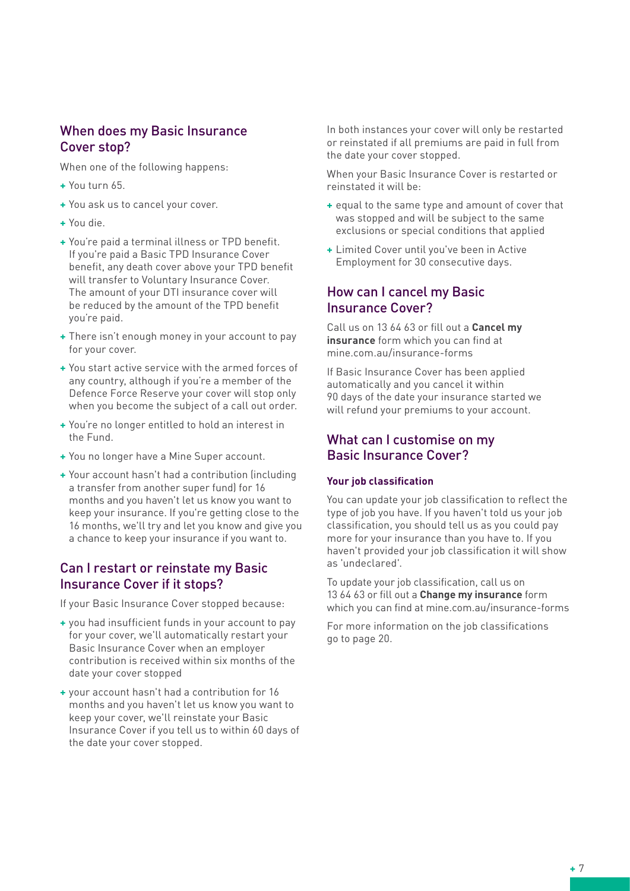## When does my Basic Insurance Cover stop?

When one of the following happens:

- You turn 65.
- You ask us to cancel your cover.
- You die.
- You're paid a terminal illness or TPD benefit. If you're paid a Basic TPD Insurance Cover benefit, any death cover above your TPD benefit will transfer to Voluntary Insurance Cover. The amount of your DTI insurance cover will be reduced by the amount of the TPD benefit you're paid.
- There isn't enough money in your account to pay for your cover.
- You start active service with the armed forces of any country, although if you're a member of the Defence Force Reserve your cover will stop only when you become the subject of a call out order.
- You're no longer entitled to hold an interest in the Fund.
- You no longer have a Mine Super account.
- Your account hasn't had a contribution (including a transfer from another super fund) for 16 months and you haven't let us know you want to keep your insurance. If you're getting close to the 16 months, we'll try and let you know and give you a chance to keep your insurance if you want to.

## Can I restart or reinstate my Basic Insurance Cover if it stops?

If your Basic Insurance Cover stopped because:

- you had insufficient funds in your account to pay for your cover, we'll automatically restart your Basic Insurance Cover when an employer contribution is received within six months of the date your cover stopped
- your account hasn't had a contribution for 16 months and you haven't let us know you want to keep your cover, we'll reinstate your Basic Insurance Cover if you tell us to within 60 days of the date your cover stopped.

In both instances your cover will only be restarted or reinstated if all premiums are paid in full from the date your cover stopped.

When your Basic Insurance Cover is restarted or reinstated it will be:

- equal to the same type and amount of cover that was stopped and will be subject to the same exclusions or special conditions that applied
- Limited Cover until you've been in Active Employment for 30 consecutive days.

## How can I cancel my Basic Insurance Cover?

Call us on 13 64 63 or fill out a **Cancel my insurance** form which you can find at mine.com.au/insurance-forms

If Basic Insurance Cover has been applied automatically and you cancel it within 90 days of the date your insurance started we will refund your premiums to your account.

## What can I customise on my Basic Insurance Cover?

#### Your job classification

You can update your job classification to reflect the type of job you have. If you haven't told us your job classification, you should tell us as you could pay more for your insurance than you have to. If you haven't provided your job classification it will show as 'undeclared'.

To update your job classification, call us on 13 64 63 or fill out a **Change my insurance** form which you can find at mine.com.au/insurance-forms

For more information on the job classifications go to page 20.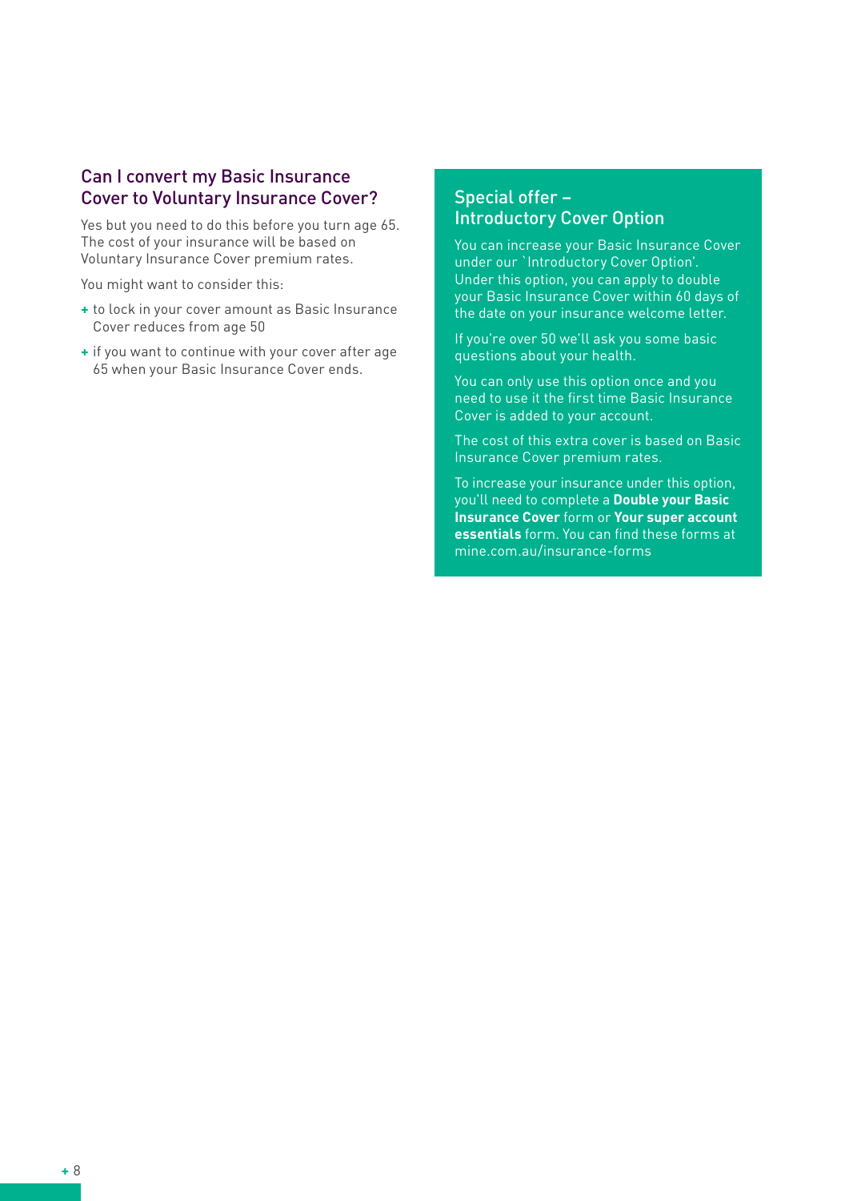## Can I convert my Basic Insurance Cover to Voluntary Insurance Cover?

Yes but you need to do this before you turn age 65. The cost of your insurance will be based on Voluntary Insurance Cover premium rates.

You might want to consider this:

- to lock in your cover amount as Basic Insurance Cover reduces from age 50
- if you want to continue with your cover after age 65 when your Basic Insurance Cover ends.

## Special offer – Introductory Cover Option

You can increase your Basic Insurance Cover under our 'Introductory Cover Option'. Under this option, you can apply to double your Basic Insurance Cover within 60 days of the date on your insurance welcome letter.

If you're over 50 we'll ask you some basic questions about your health.

You can only use this option once and you need to use it the first time Basic Insurance Cover is added to your account.

The cost of this extra cover is based on Basic Insurance Cover premium rates.

To increase your insurance under this option, you'll need to complete a **Double your Basic Insurance Cover** form or **Your super account essentials** form. You can find these forms at mine.com.au/insurance-forms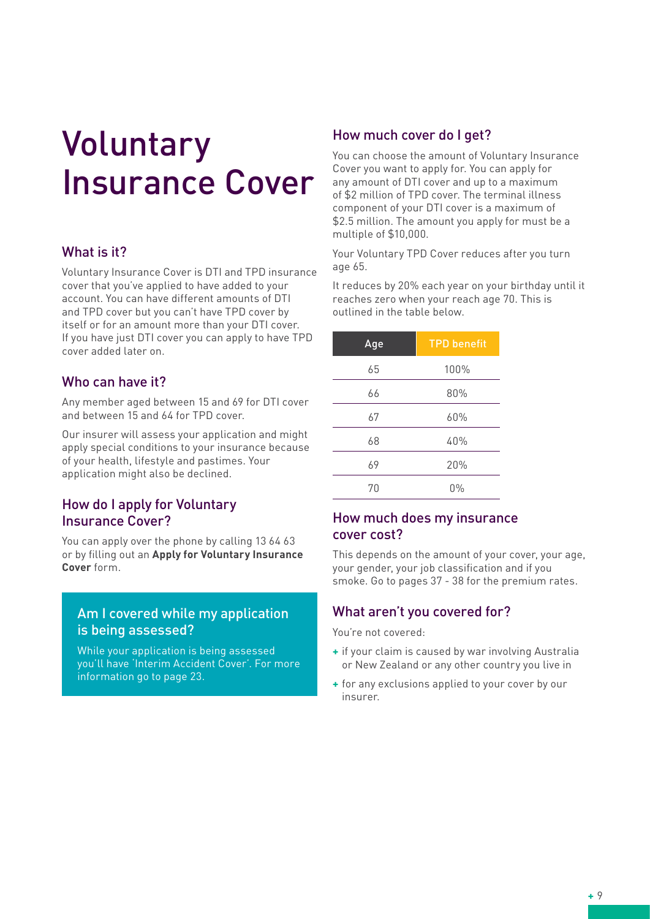# Voluntary Insurance Cover

## What is it?

Voluntary Insurance Cover is DTI and TPD insurance cover that you've applied to have added to your account. You can have different amounts of DTI and TPD cover but you can't have TPD cover by itself or for an amount more than your DTI cover. If you have just DTI cover you can apply to have TPD cover added later on.

## Who can have it?

Any member aged between 15 and 69 for DTI cover and between 15 and 64 for TPD cover.

Our insurer will assess your application and might apply special conditions to your insurance because of your health, lifestyle and pastimes. Your application might also be declined.

## How do I apply for Voluntary Insurance Cover?

You can apply over the phone by calling 13 64 63 or by filling out an **Apply for Voluntary Insurance Cover** form.

## Am I covered while my application is being assessed?

While your application is being assessed you'll have 'Interim Accident Cover'. For more information go to page 23.

## How much cover do I get?

You can choose the amount of Voluntary Insurance Cover you want to apply for. You can apply for any amount of DTI cover and up to a maximum of $2 million of TPD cover. The terminal illness component of your DTI cover is a maximum of $2.5 million. The amount you apply for must be a multiple of $10,000.

Your Voluntary TPD Cover reduces after you turn age 65.

It reduces by 20% each year on your birthday until it reaches zero when your reach age 70. This is outlined in the table below.

| Age | TPD benefit |
|---|---|
| 65 | 100% |
| 66 | 80% |
| 67 | 60% |
| 68 | 40% |
| 69 | 20% |
| 70 | 0% |

## How much does my insurance cover cost?

This depends on the amount of your cover, your age, your gender, your job classification and if you smoke. Go to pages 37 - 38 for the premium rates.

## What aren't you covered for?

You're not covered:

- if your claim is caused by war involving Australia or New Zealand or any other country you live in
- for any exclusions applied to your cover by our insurer.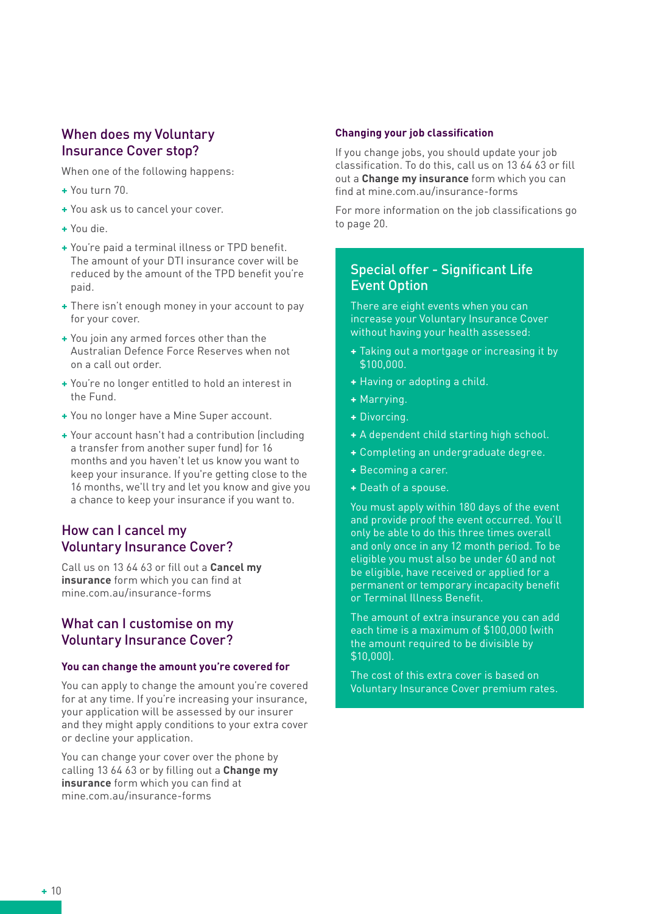## When does my Voluntary Insurance Cover stop?

When one of the following happens:

- You turn 70.
- You ask us to cancel your cover.
- You die.
- You're paid a terminal illness or TPD benefit. The amount of your DTI insurance cover will be reduced by the amount of the TPD benefit you're paid.
- There isn't enough money in your account to pay for your cover.
- You join any armed forces other than the Australian Defence Force Reserves when not on a call out order.
- You're no longer entitled to hold an interest in the Fund.
- You no longer have a Mine Super account.
- Your account hasn't had a contribution (including a transfer from another super fund) for 16 months and you haven't let us know you want to keep your insurance. If you're getting close to the 16 months, we'll try and let you know and give you a chance to keep your insurance if you want to.

## How can I cancel my Voluntary Insurance Cover?

Call us on 13 64 63 or fill out a **Cancel my insurance** form which you can find at mine.com.au/insurance-forms

## What can I customise on my Voluntary Insurance Cover?

### You can change the amount you're covered for

You can apply to change the amount you're covered for at any time. If you're increasing your insurance, your application will be assessed by our insurer and they might apply conditions to your extra cover or decline your application.

You can change your cover over the phone by calling 13 64 63 or by filling out a **Change my insurance** form which you can find at mine.com.au/insurance-forms

### Changing your job classification

If you change jobs, you should update your job classification. To do this, call us on 13 64 63 or fill out a **Change my insurance** form which you can find at mine.com.au/insurance-forms

For more information on the job classifications go to page 20.

## Special offer - Significant Life Event Option

There are eight events when you can increase your Voluntary Insurance Cover without having your health assessed:

- Taking out a mortgage or increasing it by $100,000.
- Having or adopting a child.
- Marrying.
- Divorcing.
- A dependent child starting high school.
- Completing an undergraduate degree.
- Becoming a carer.
- Death of a spouse.

You must apply within 180 days of the event and provide proof the event occurred. You'll only be able to do this three times overall and only once in any 12 month period. To be eligible you must also be under 60 and not be eligible, have received or applied for a permanent or temporary incapacity benefit or Terminal Illness Benefit.

The amount of extra insurance you can add each time is a maximum of $100,000 (with the amount required to be divisible by $10,000).

The cost of this extra cover is based on Voluntary Insurance Cover premium rates.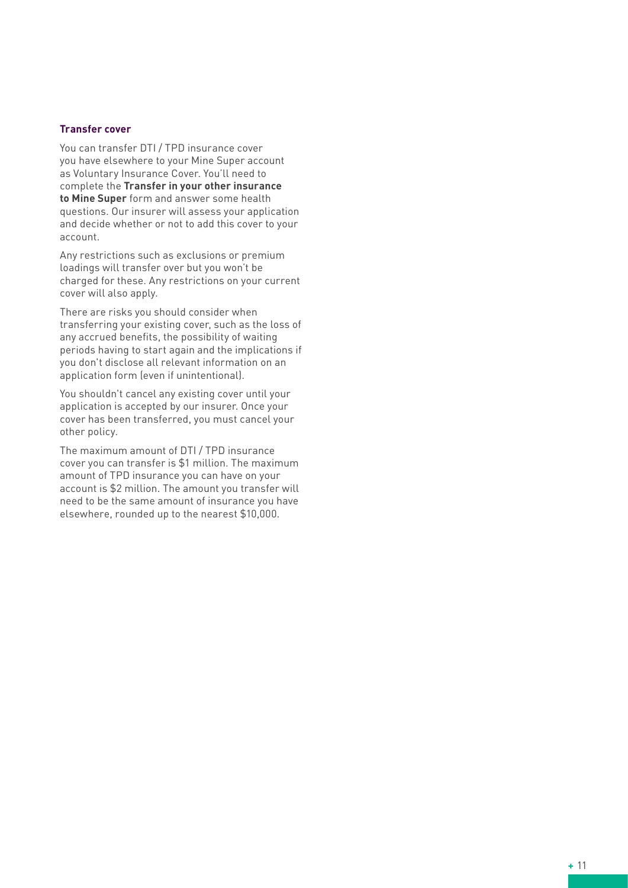### Transfer cover

You can transfer DTI / TPD insurance cover you have elsewhere to your Mine Super account as Voluntary Insurance Cover. You'll need to complete the **Transfer in your other insurance to Mine Super** form and answer some health questions. Our insurer will assess your application and decide whether or not to add this cover to your account.

Any restrictions such as exclusions or premium loadings will transfer over but you won't be charged for these. Any restrictions on your current cover will also apply.

There are risks you should consider when transferring your existing cover, such as the loss of any accrued benefits, the possibility of waiting periods having to start again and the implications if you don't disclose all relevant information on an application form (even if unintentional).

You shouldn't cancel any existing cover until your application is accepted by our insurer. Once your cover has been transferred, you must cancel your other policy.

The maximum amount of DTI / TPD insurance cover you can transfer is $1 million. The maximum amount of TPD insurance you can have on your account is $2 million. The amount you transfer will need to be the same amount of insurance you have elsewhere, rounded up to the nearest $10,000.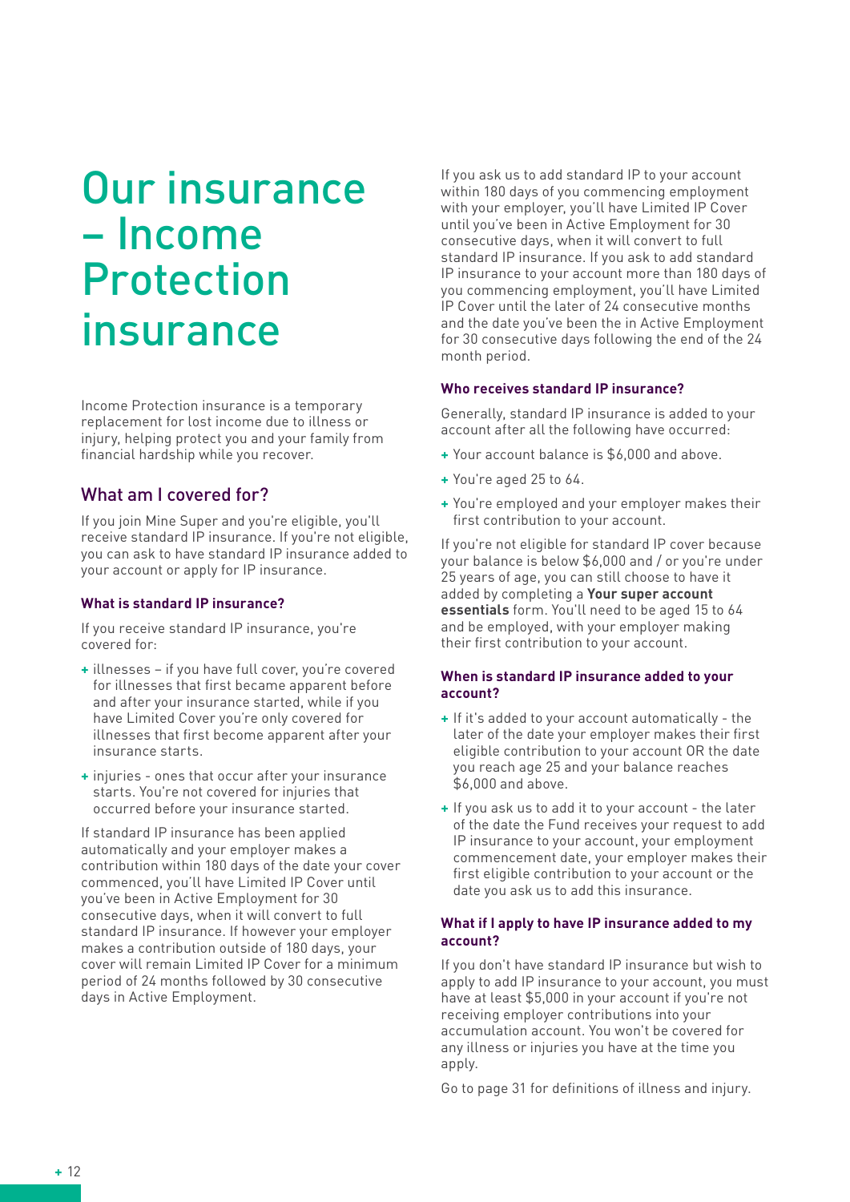# Our insurance – Income Protection insurance

Income Protection insurance is a temporary replacement for lost income due to illness or injury, helping protect you and your family from financial hardship while you recover.

## What am I covered for?

If you join Mine Super and you're eligible, you'll receive standard IP insurance. If you're not eligible, you can ask to have standard IP insurance added to your account or apply for IP insurance.

### What is standard IP insurance?

If you receive standard IP insurance, you're covered for:

- illnesses – if you have full cover, you're covered for illnesses that first became apparent before and after your insurance started, while if you have Limited Cover you're only covered for illnesses that first become apparent after your insurance starts.
- injuries - ones that occur after your insurance starts. You're not covered for injuries that occurred before your insurance started.

If standard IP insurance has been applied automatically and your employer makes a contribution within 180 days of the date your cover commenced, you'll have Limited IP Cover until you've been in Active Employment for 30 consecutive days, when it will convert to full standard IP insurance. If however your employer makes a contribution outside of 180 days, your cover will remain Limited IP Cover for a minimum period of 24 months followed by 30 consecutive days in Active Employment.

If you ask us to add standard IP to your account within 180 days of you commencing employment with your employer, you'll have Limited IP Cover until you've been in Active Employment for 30 consecutive days, when it will convert to full standard IP insurance. If you ask to add standard IP insurance to your account more than 180 days of you commencing employment, you'll have Limited IP Cover until the later of 24 consecutive months and the date you've been the in Active Employment for 30 consecutive days following the end of the 24 month period.

### Who receives standard IP insurance?

Generally, standard IP insurance is added to your account after all the following have occurred:

- Your account balance is $6,000 and above.
- You're aged 25 to 64.
- You're employed and your employer makes their first contribution to your account.

If you're not eligible for standard IP cover because your balance is below $6,000 and / or you're under 25 years of age, you can still choose to have it added by completing a **Your super account essentials** form. You'll need to be aged 15 to 64 and be employed, with your employer making their first contribution to your account.

### When is standard IP insurance added to your account?

- If it's added to your account automatically - the later of the date your employer makes their first eligible contribution to your account OR the date you reach age 25 and your balance reaches $6,000 and above.
- If you ask us to add it to your account - the later of the date the Fund receives your request to add IP insurance to your account, your employment commencement date, your employer makes their first eligible contribution to your account or the date you ask us to add this insurance.

### What if I apply to have IP insurance added to my account?

If you don't have standard IP insurance but wish to apply to add IP insurance to your account, you must have at least $5,000 in your account if you're not receiving employer contributions into your accumulation account. You won't be covered for any illness or injuries you have at the time you apply.

Go to page 31 for definitions of illness and injury.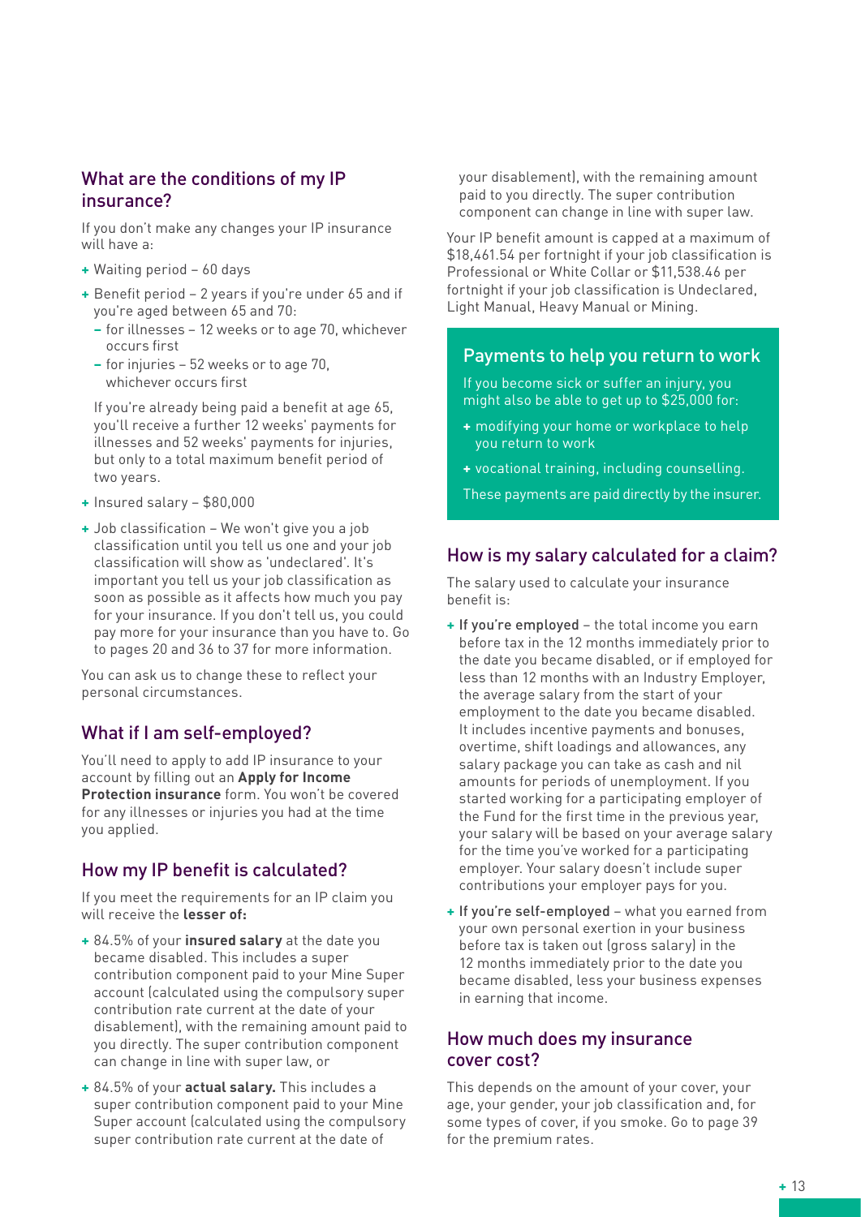## What are the conditions of my IP insurance?

If you don't make any changes your IP insurance will have a:

- Waiting period – 60 days
- Benefit period – 2 years if you're under 65 and if you're aged between 65 and 70:
  - for illnesses – 12 weeks or to age 70, whichever occurs first
  - for injuries – 52 weeks or to age 70, whichever occurs first

  If you're already being paid a benefit at age 65, you'll receive a further 12 weeks' payments for illnesses and 52 weeks' payments for injuries, but only to a total maximum benefit period of two years.
- Insured salary – $80,000
- Job classification – We won't give you a job classification until you tell us one and your job classification will show as 'undeclared'. It's important you tell us your job classification as soon as possible as it affects how much you pay for your insurance. If you don't tell us, you could pay more for your insurance than you have to. Go to pages 20 and 36 to 37 for more information.

You can ask us to change these to reflect your personal circumstances.

## What if I am self-employed?

You'll need to apply to add IP insurance to your account by filling out an **Apply for Income Protection insurance** form. You won't be covered for any illnesses or injuries you had at the time you applied.

## How my IP benefit is calculated?

If you meet the requirements for an IP claim you will receive the **lesser of:**

- 84.5% of your **insured salary** at the date you became disabled. This includes a super contribution component paid to your Mine Super account (calculated using the compulsory super contribution rate current at the date of your disablement), with the remaining amount paid to you directly. The super contribution component can change in line with super law, or
- 84.5% of your **actual salary.** This includes a super contribution component paid to your Mine Super account (calculated using the compulsory super contribution rate current at the date of your disablement), with the remaining amount paid to you directly. The super contribution component can change in line with super law.

Your IP benefit amount is capped at a maximum of $18,461.54 per fortnight if your job classification is Professional or White Collar or $11,538.46 per fortnight if your job classification is Undeclared, Light Manual, Heavy Manual or Mining.

### Payments to help you return to work

If you become sick or suffer an injury, you might also be able to get up to $25,000 for:

- modifying your home or workplace to help you return to work
- vocational training, including counselling.

These payments are paid directly by the insurer.

## How is my salary calculated for a claim?

The salary used to calculate your insurance benefit is:

- If you're employed – the total income you earn before tax in the 12 months immediately prior to the date you became disabled, or if employed for less than 12 months with an Industry Employer, the average salary from the start of your employment to the date you became disabled. It includes incentive payments and bonuses, overtime, shift loadings and allowances, any salary package you can take as cash and nil amounts for periods of unemployment. If you started working for a participating employer of the Fund for the first time in the previous year, your salary will be based on your average salary for the time you've worked for a participating employer. Your salary doesn't include super contributions your employer pays for you.
- If you're self-employed – what you earned from your own personal exertion in your business before tax is taken out (gross salary) in the 12 months immediately prior to the date you became disabled, less your business expenses in earning that income.

## How much does my insurance cover cost?

This depends on the amount of your cover, your age, your gender, your job classification and, for some types of cover, if you smoke. Go to page 39 for the premium rates.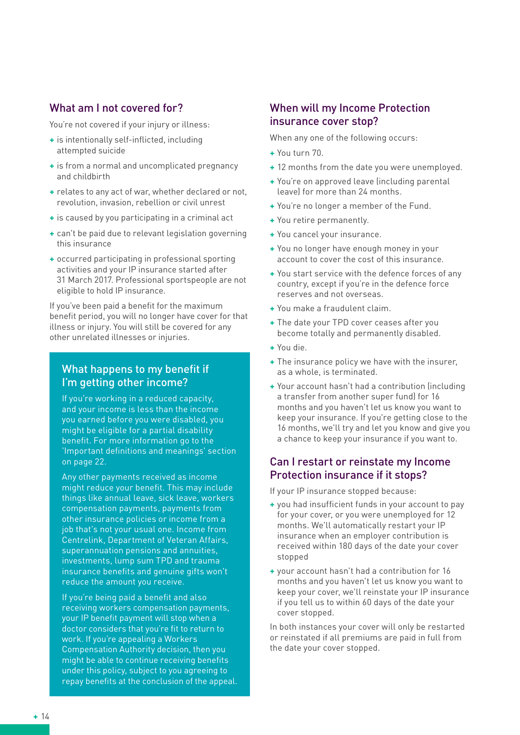## What am I not covered for?

You're not covered if your injury or illness:

- is intentionally self-inflicted, including attempted suicide
- is from a normal and uncomplicated pregnancy and childbirth
- relates to any act of war, whether declared or not, revolution, invasion, rebellion or civil unrest
- is caused by you participating in a criminal act
- can't be paid due to relevant legislation governing this insurance
- occurred participating in professional sporting activities and your IP insurance started after 31 March 2017. Professional sportspeople are not eligible to hold IP insurance.

If you've been paid a benefit for the maximum benefit period, you will no longer have cover for that illness or injury. You will still be covered for any other unrelated illnesses or injuries.

### What happens to my benefit if I'm getting other income?

If you're working in a reduced capacity, and your income is less than the income you earned before you were disabled, you might be eligible for a partial disability benefit. For more information go to the 'Important definitions and meanings' section on page 22.

Any other payments received as income might reduce your benefit. This may include things like annual leave, sick leave, workers compensation payments, payments from other insurance policies or income from a job that's not your usual one. Income from Centrelink, Department of Veteran Affairs, superannuation pensions and annuities, investments, lump sum TPD and trauma insurance benefits and genuine gifts won't reduce the amount you receive.

If you're being paid a benefit and also receiving workers compensation payments, your IP benefit payment will stop when a doctor considers that you're fit to return to work. If you're appealing a Workers Compensation Authority decision, then you might be able to continue receiving benefits under this policy, subject to you agreeing to repay benefits at the conclusion of the appeal.

## When will my Income Protection insurance cover stop?

When any one of the following occurs:

- You turn 70.
- 12 months from the date you were unemployed.
- You're on approved leave (including parental leave) for more than 24 months.
- You're no longer a member of the Fund.
- You retire permanently.
- You cancel your insurance.
- You no longer have enough money in your account to cover the cost of this insurance.
- You start service with the defence forces of any country, except if you're in the defence force reserves and not overseas.
- You make a fraudulent claim.
- The date your TPD cover ceases after you become totally and permanently disabled.
- You die.
- The insurance policy we have with the insurer, as a whole, is terminated.
- Your account hasn't had a contribution (including a transfer from another super fund) for 16 months and you haven't let us know you want to keep your insurance. If you're getting close to the 16 months, we'll try and let you know and give you a chance to keep your insurance if you want to.

## Can I restart or reinstate my Income Protection insurance if it stops?

If your IP insurance stopped because:

- you had insufficient funds in your account to pay for your cover, or you were unemployed for 12 months. We'll automatically restart your IP insurance when an employer contribution is received within 180 days of the date your cover stopped
- your account hasn't had a contribution for 16 months and you haven't let us know you want to keep your cover, we'll reinstate your IP insurance if you tell us to within 60 days of the date your cover stopped.

In both instances your cover will only be restarted or reinstated if all premiums are paid in full from the date your cover stopped.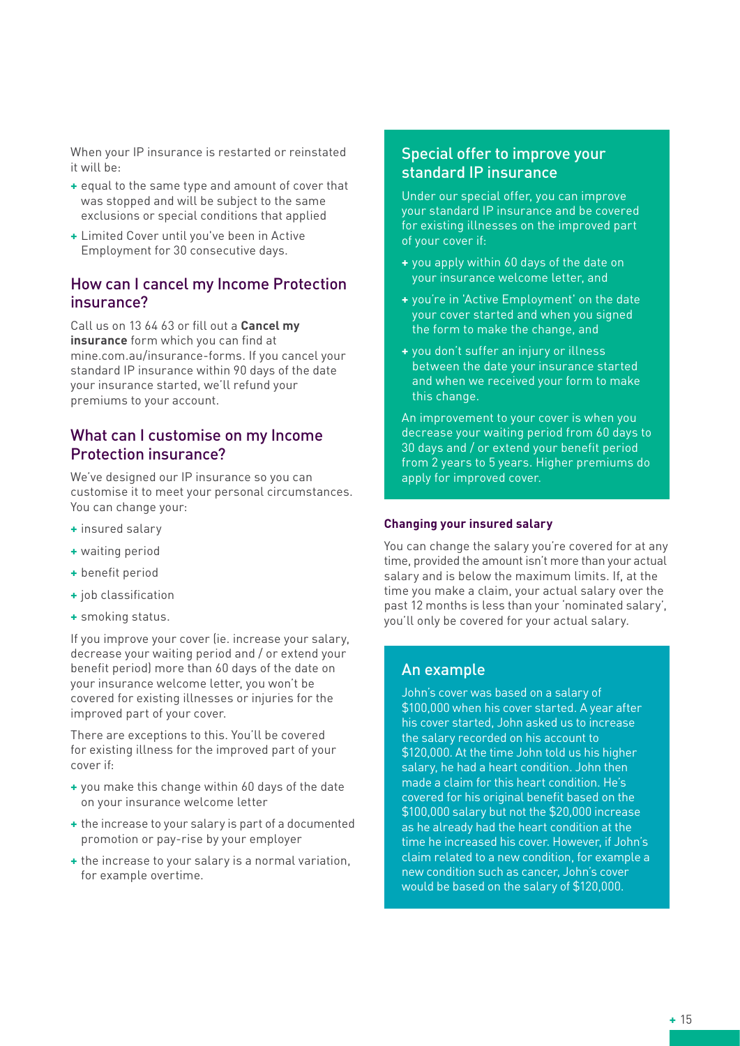When your IP insurance is restarted or reinstated it will be:

- equal to the same type and amount of cover that was stopped and will be subject to the same exclusions or special conditions that applied
- Limited Cover until you've been in Active Employment for 30 consecutive days.

## How can I cancel my Income Protection insurance?

Call us on 13 64 63 or fill out a **Cancel my insurance** form which you can find at mine.com.au/insurance-forms. If you cancel your standard IP insurance within 90 days of the date your insurance started, we'll refund your premiums to your account.

## What can I customise on my Income Protection insurance?

We've designed our IP insurance so you can customise it to meet your personal circumstances. You can change your:

- insured salary
- waiting period
- benefit period
- job classification
- smoking status.

If you improve your cover (ie. increase your salary, decrease your waiting period and / or extend your benefit period) more than 60 days of the date on your insurance welcome letter, you won't be covered for existing illnesses or injuries for the improved part of your cover.

There are exceptions to this. You'll be covered for existing illness for the improved part of your cover if:

- you make this change within 60 days of the date on your insurance welcome letter
- the increase to your salary is part of a documented promotion or pay-rise by your employer
- the increase to your salary is a normal variation, for example overtime.

## Special offer to improve your standard IP insurance

Under our special offer, you can improve your standard IP insurance and be covered for existing illnesses on the improved part of your cover if:

- you apply within 60 days of the date on your insurance welcome letter, and
- you're in 'Active Employment' on the date your cover started and when you signed the form to make the change, and
- you don't suffer an injury or illness between the date your insurance started and when we received your form to make this change.

An improvement to your cover is when you decrease your waiting period from 60 days to 30 days and / or extend your benefit period from 2 years to 5 years. Higher premiums do apply for improved cover.

#### Changing your insured salary

You can change the salary you're covered for at any time, provided the amount isn't more than your actual salary and is below the maximum limits. If, at the time you make a claim, your actual salary over the past 12 months is less than your 'nominated salary', you'll only be covered for your actual salary.

## An example

John's cover was based on a salary of $100,000 when his cover started. A year after his cover started, John asked us to increase the salary recorded on his account to $120,000. At the time John told us his higher salary, he had a heart condition. John then made a claim for this heart condition. He's covered for his original benefit based on the $100,000 salary but not the $20,000 increase as he already had the heart condition at the time he increased his cover. However, if John's claim related to a new condition, for example a new condition such as cancer, John's cover would be based on the salary of $120,000.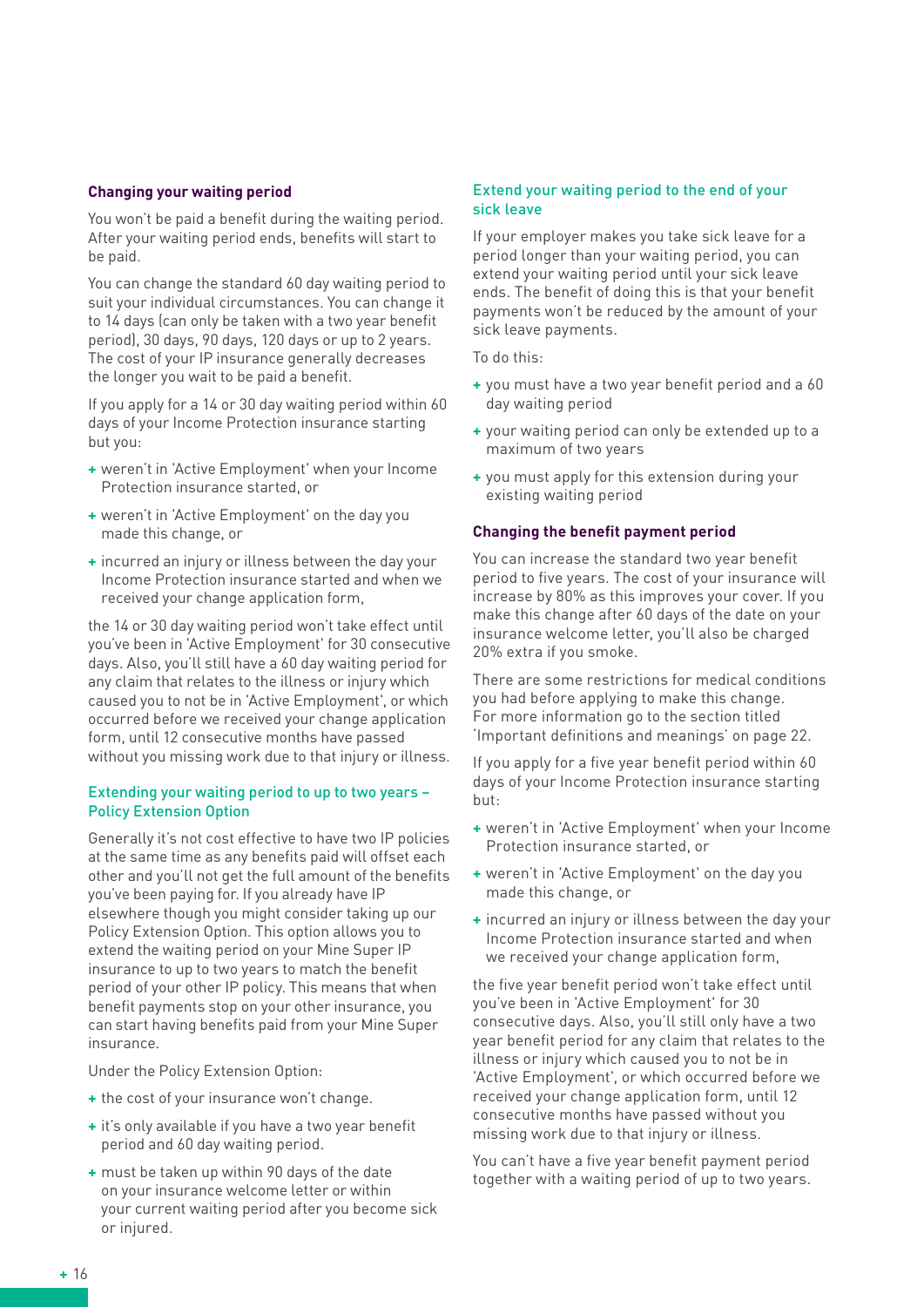### Changing your waiting period

You won't be paid a benefit during the waiting period. After your waiting period ends, benefits will start to be paid.

You can change the standard 60 day waiting period to suit your individual circumstances. You can change it to 14 days (can only be taken with a two year benefit period), 30 days, 90 days, 120 days or up to 2 years. The cost of your IP insurance generally decreases the longer you wait to be paid a benefit.

If you apply for a 14 or 30 day waiting period within 60 days of your Income Protection insurance starting but you:

- weren't in 'Active Employment' when your Income Protection insurance started, or
- weren't in 'Active Employment' on the day you made this change, or
- incurred an injury or illness between the day your Income Protection insurance started and when we received your change application form,

the 14 or 30 day waiting period won't take effect until you've been in 'Active Employment' for 30 consecutive days. Also, you'll still have a 60 day waiting period for any claim that relates to the illness or injury which caused you to not be in 'Active Employment', or which occurred before we received your change application form, until 12 consecutive months have passed without you missing work due to that injury or illness.

### Extending your waiting period to up to two years – Policy Extension Option

Generally it's not cost effective to have two IP policies at the same time as any benefits paid will offset each other and you'll not get the full amount of the benefits you've been paying for. If you already have IP elsewhere though you might consider taking up our Policy Extension Option. This option allows you to extend the waiting period on your Mine Super IP insurance to up to two years to match the benefit period of your other IP policy. This means that when benefit payments stop on your other insurance, you can start having benefits paid from your Mine Super insurance.

Under the Policy Extension Option:

- the cost of your insurance won't change.
- it's only available if you have a two year benefit period and 60 day waiting period.
- must be taken up within 90 days of the date on your insurance welcome letter or within your current waiting period after you become sick or injured.

### Extend your waiting period to the end of your sick leave

If your employer makes you take sick leave for a period longer than your waiting period, you can extend your waiting period until your sick leave ends. The benefit of doing this is that your benefit payments won't be reduced by the amount of your sick leave payments.

To do this:

- you must have a two year benefit period and a 60 day waiting period
- your waiting period can only be extended up to a maximum of two years
- you must apply for this extension during your existing waiting period

### Changing the benefit payment period

You can increase the standard two year benefit period to five years. The cost of your insurance will increase by 80% as this improves your cover. If you make this change after 60 days of the date on your insurance welcome letter, you'll also be charged 20% extra if you smoke.

There are some restrictions for medical conditions you had before applying to make this change. For more information go to the section titled 'Important definitions and meanings' on page 22.

If you apply for a five year benefit period within 60 days of your Income Protection insurance starting but:

- weren't in 'Active Employment' when your Income Protection insurance started, or
- weren't in 'Active Employment' on the day you made this change, or
- incurred an injury or illness between the day your Income Protection insurance started and when we received your change application form,

the five year benefit period won't take effect until you've been in 'Active Employment' for 30 consecutive days. Also, you'll still only have a two year benefit period for any claim that relates to the illness or injury which caused you to not be in 'Active Employment', or which occurred before we received your change application form, until 12 consecutive months have passed without you missing work due to that injury or illness.

You can't have a five year benefit payment period together with a waiting period of up to two years.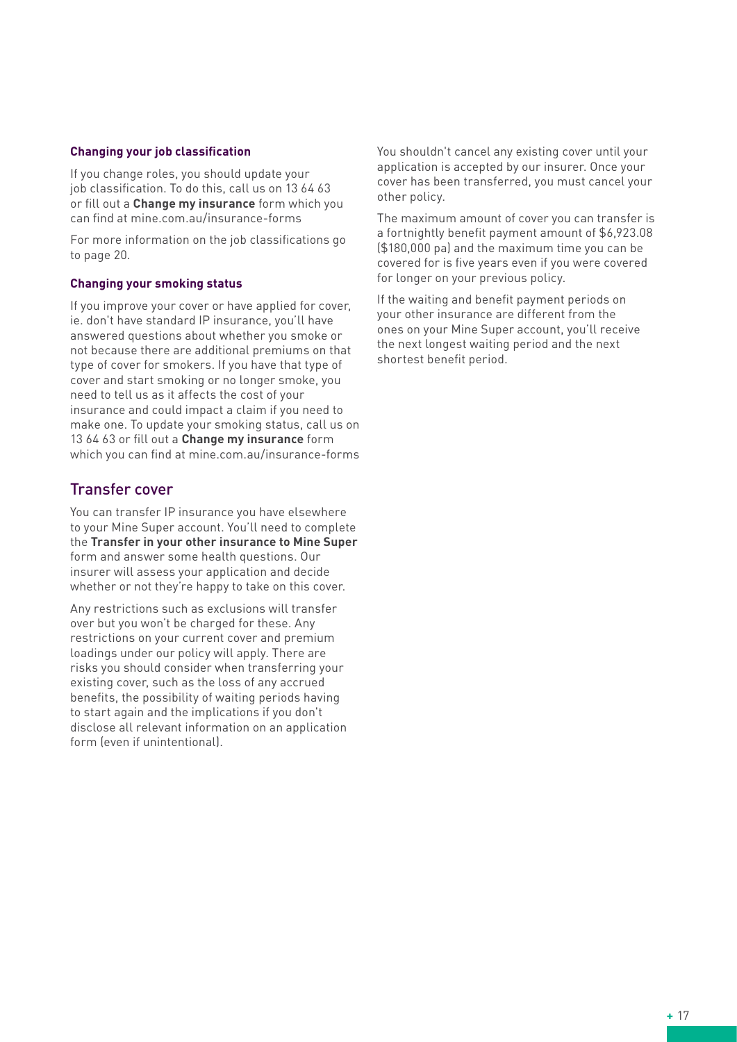### Changing your job classification

If you change roles, you should update your job classification. To do this, call us on 13 64 63 or fill out a **Change my insurance** form which you can find at mine.com.au/insurance-forms

For more information on the job classifications go to page 20.

### Changing your smoking status

If you improve your cover or have applied for cover, ie. don't have standard IP insurance, you'll have answered questions about whether you smoke or not because there are additional premiums on that type of cover for smokers. If you have that type of cover and start smoking or no longer smoke, you need to tell us as it affects the cost of your insurance and could impact a claim if you need to make one. To update your smoking status, call us on 13 64 63 or fill out a **Change my insurance** form which you can find at mine.com.au/insurance-forms

## Transfer cover

You can transfer IP insurance you have elsewhere to your Mine Super account. You'll need to complete the **Transfer in your other insurance to Mine Super** form and answer some health questions. Our insurer will assess your application and decide whether or not they're happy to take on this cover.

Any restrictions such as exclusions will transfer over but you won't be charged for these. Any restrictions on your current cover and premium loadings under our policy will apply. There are risks you should consider when transferring your existing cover, such as the loss of any accrued benefits, the possibility of waiting periods having to start again and the implications if you don't disclose all relevant information on an application form (even if unintentional).

You shouldn't cancel any existing cover until your application is accepted by our insurer. Once your cover has been transferred, you must cancel your other policy.

The maximum amount of cover you can transfer is a fortnightly benefit payment amount of $6,923.08 ($180,000 pa) and the maximum time you can be covered for is five years even if you were covered for longer on your previous policy.

If the waiting and benefit payment periods on your other insurance are different from the ones on your Mine Super account, you'll receive the next longest waiting period and the next shortest benefit period.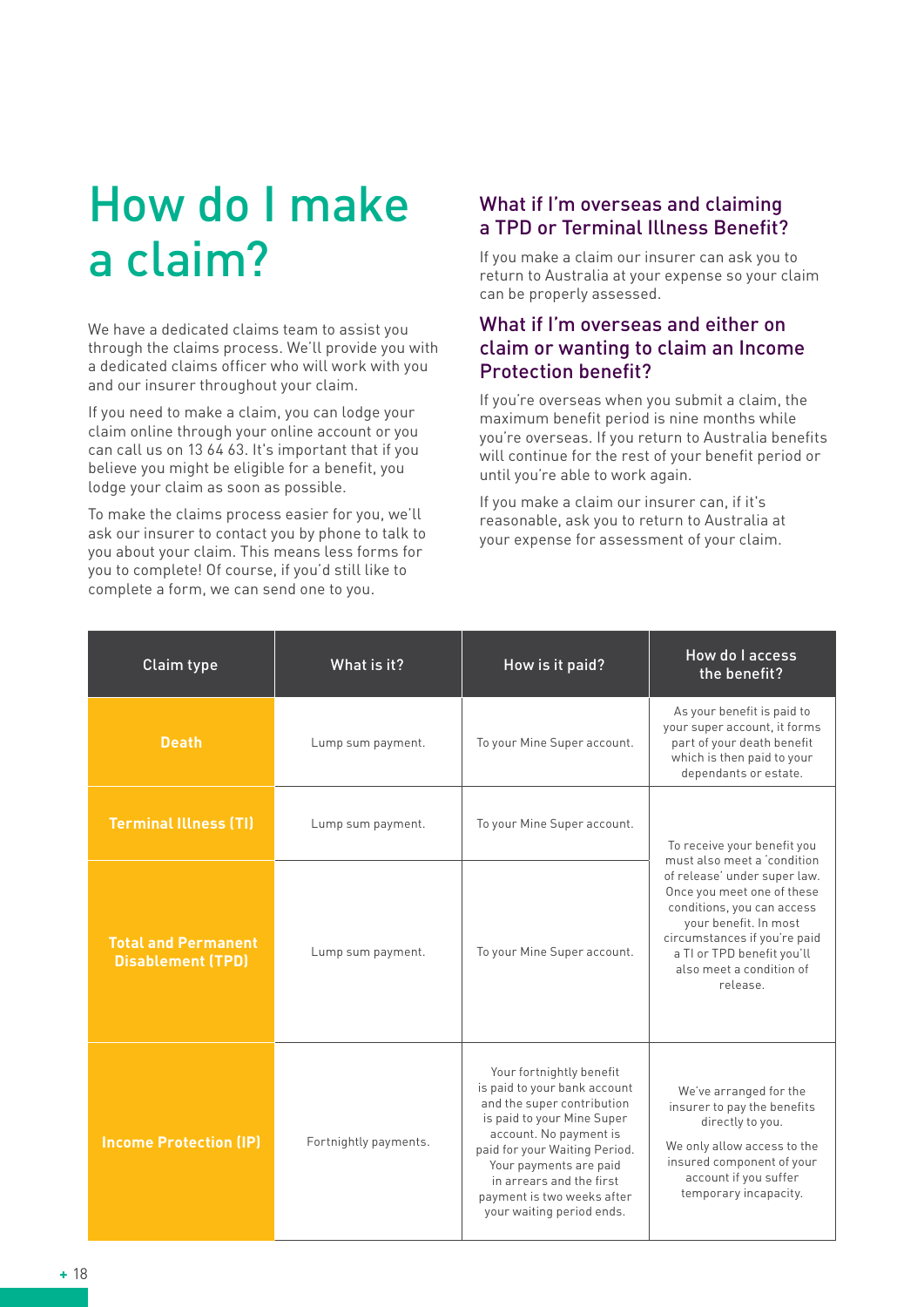# How do I make a claim?

We have a dedicated claims team to assist you through the claims process. We'll provide you with a dedicated claims officer who will work with you and our insurer throughout your claim.

If you need to make a claim, you can lodge your claim online through your online account or you can call us on 13 64 63. It's important that if you believe you might be eligible for a benefit, you lodge your claim as soon as possible.

To make the claims process easier for you, we'll ask our insurer to contact you by phone to talk to you about your claim. This means less forms for you to complete! Of course, if you'd still like to complete a form, we can send one to you.

### What if I'm overseas and claiming a TPD or Terminal Illness Benefit?

If you make a claim our insurer can ask you to return to Australia at your expense so your claim can be properly assessed.

### What if I'm overseas and either on claim or wanting to claim an Income Protection benefit?

If you're overseas when you submit a claim, the maximum benefit period is nine months while you're overseas. If you return to Australia benefits will continue for the rest of your benefit period or until you're able to work again.

If you make a claim our insurer can, if it's reasonable, ask you to return to Australia at your expense for assessment of your claim.

| Claim type | What is it? | How is it paid? | How do I access the benefit? |
|---|---|---|---|
| **Death** | Lump sum payment. | To your Mine Super account. | As your benefit is paid to your super account, it forms part of your death benefit which is then paid to your dependants or estate. |
| **Terminal Illness (TI)** | Lump sum payment. | To your Mine Super account. | To receive your benefit you must also meet a 'condition of release' under super law. Once you meet one of these conditions, you can access your benefit. In most circumstances if you're paid a TI or TPD benefit you'll also meet a condition of release. |
| **Total and Permanent Disablement (TPD)** | Lump sum payment. | To your Mine Super account. | |
| **Income Protection (IP)** | Fortnightly payments. | Your fortnightly benefit is paid to your bank account and the super contribution is paid to your Mine Super account. No payment is paid for your Waiting Period. Your payments are paid in arrears and the first payment is two weeks after your waiting period ends. | We've arranged for the insurer to pay the benefits directly to you.<br><br>We only allow access to the insured component of your account if you suffer temporary incapacity. |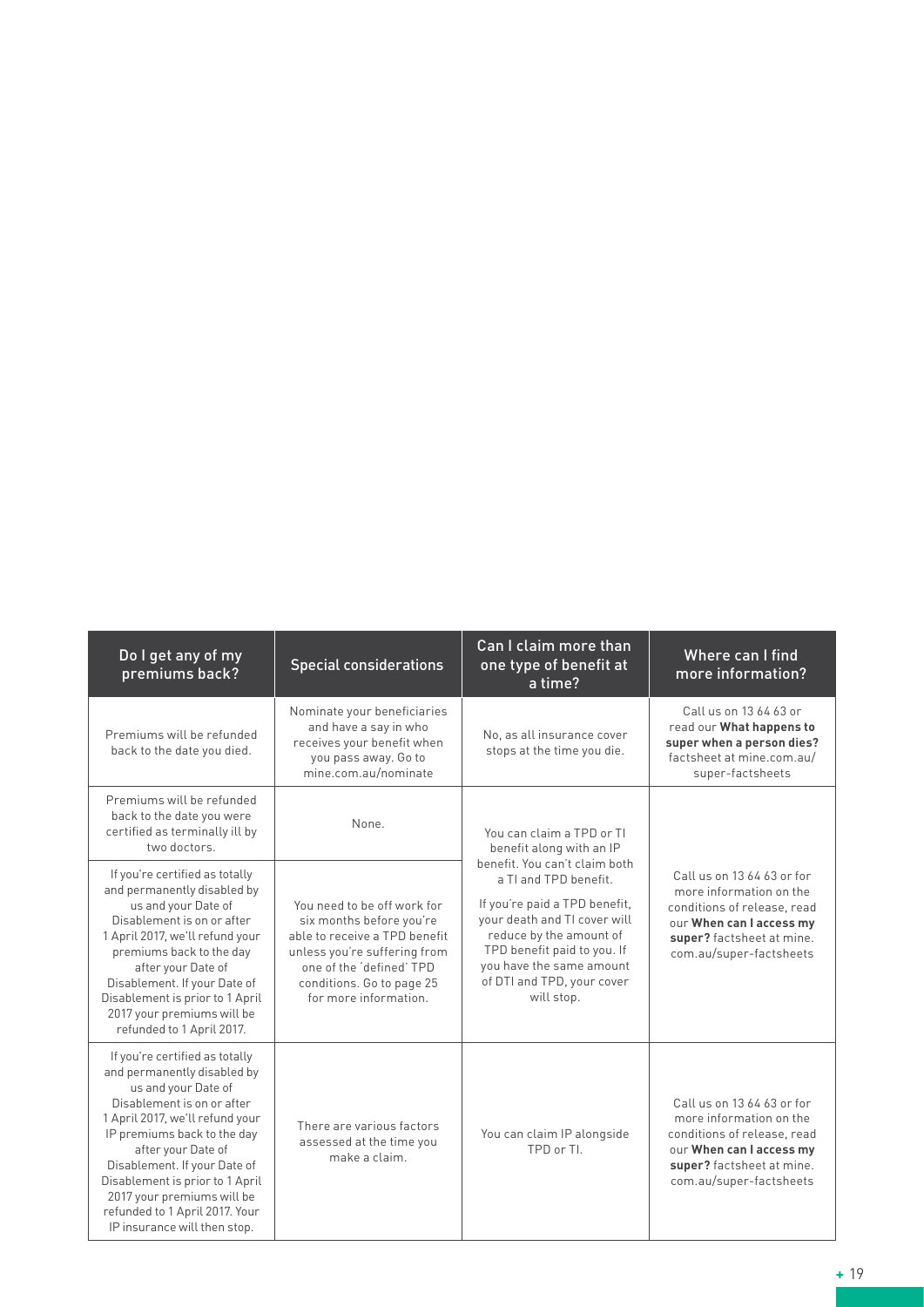| Do I get any of my premiums back? | Special considerations | Can I claim more than one type of benefit at a time? | Where can I find more information? |
|---|---|---|---|
| Premiums will be refunded back to the date you died. | Nominate your beneficiaries and have a say in who receives your benefit when you pass away. Go to mine.com.au/nominate | No, as all insurance cover stops at the time you die. | Call us on 13 64 63 or read our **What happens to super when a person dies?** factsheet at mine.com.au/super-factsheets |
| Premiums will be refunded back to the date you were certified as terminally ill by two doctors. | None. | You can claim a TPD or TI benefit along with an IP benefit. You can't claim both a TI and TPD benefit.<br><br>If you're paid a TPD benefit, your death and TI cover will reduce by the amount of TPD benefit paid to you. If you have the same amount of DTI and TPD, your cover will stop. | Call us on 13 64 63 or for more information on the conditions of release, read our **When can I access my super?** factsheet at mine.com.au/super-factsheets |
| If you're certified as totally and permanently disabled by us and your Date of Disablement is on or after 1 April 2017, we'll refund your premiums back to the day after your Date of Disablement. If your Date of Disablement is prior to 1 April 2017 your premiums will be refunded to 1 April 2017. | You need to be off work for six months before you're able to receive a TPD benefit unless you're suffering from one of the 'defined' TPD conditions. Go to page 25 for more information. | | |
| If you're certified as totally and permanently disabled by us and your Date of Disablement is on or after 1 April 2017, we'll refund your IP premiums back to the day after your Date of Disablement. If your Date of Disablement is prior to 1 April 2017 your premiums will be refunded to 1 April 2017. Your IP insurance will then stop. | There are various factors assessed at the time you make a claim. | You can claim IP alongside TPD or TI. | Call us on 13 64 63 or for more information on the conditions of release, read our **When can I access my super?** factsheet at mine.com.au/super-factsheets |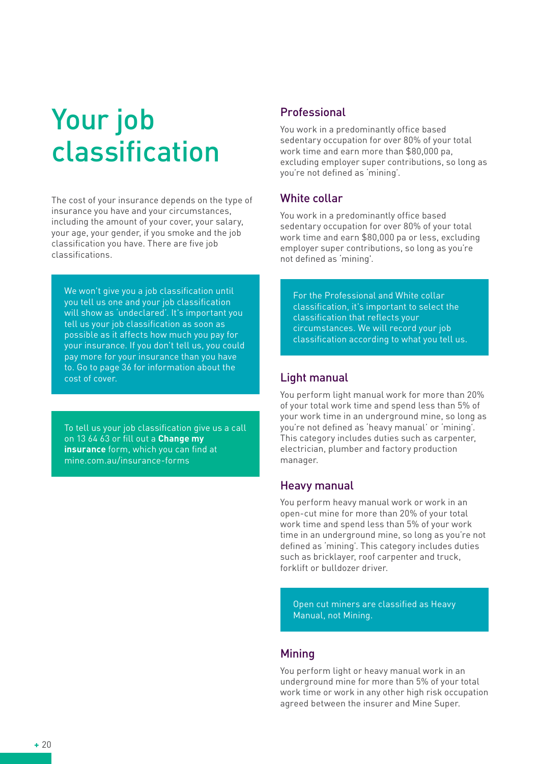# Your job classification

The cost of your insurance depends on the type of insurance you have and your circumstances, including the amount of your cover, your salary, your age, your gender, if you smoke and the job classification you have. There are five job classifications.

We won't give you a job classification until you tell us one and your job classification will show as 'undeclared'. It's important you tell us your job classification as soon as possible as it affects how much you pay for your insurance. If you don't tell us, you could pay more for your insurance than you have to. Go to page 36 for information about the cost of cover.

To tell us your job classification give us a call on 13 64 63 or fill out a **Change my insurance** form, which you can find at mine.com.au/insurance-forms

## Professional

You work in a predominantly office based sedentary occupation for over 80% of your total work time and earn more than $80,000 pa, excluding employer super contributions, so long as you're not defined as 'mining'.

## White collar

You work in a predominantly office based sedentary occupation for over 80% of your total work time and earn $80,000 pa or less, excluding employer super contributions, so long as you're not defined as 'mining'.

For the Professional and White collar classification, it's important to select the classification that reflects your circumstances. We will record your job classification according to what you tell us.

## Light manual

You perform light manual work for more than 20% of your total work time and spend less than 5% of your work time in an underground mine, so long as you're not defined as 'heavy manual' or 'mining'. This category includes duties such as carpenter, electrician, plumber and factory production manager.

## Heavy manual

You perform heavy manual work or work in an open-cut mine for more than 20% of your total work time and spend less than 5% of your work time in an underground mine, so long as you're not defined as 'mining'. This category includes duties such as bricklayer, roof carpenter and truck, forklift or bulldozer driver.

Open cut miners are classified as Heavy Manual, not Mining.

## Mining

You perform light or heavy manual work in an underground mine for more than 5% of your total work time or work in any other high risk occupation agreed between the insurer and Mine Super.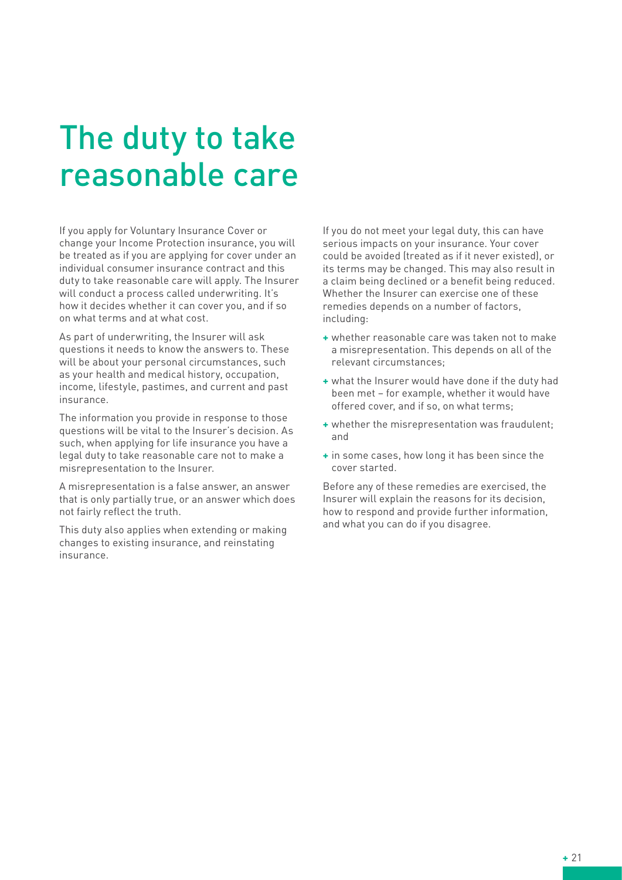# The duty to take reasonable care

If you apply for Voluntary Insurance Cover or change your Income Protection insurance, you will be treated as if you are applying for cover under an individual consumer insurance contract and this duty to take reasonable care will apply. The Insurer will conduct a process called underwriting. It's how it decides whether it can cover you, and if so on what terms and at what cost.

As part of underwriting, the Insurer will ask questions it needs to know the answers to. These will be about your personal circumstances, such as your health and medical history, occupation, income, lifestyle, pastimes, and current and past insurance.

The information you provide in response to those questions will be vital to the Insurer's decision. As such, when applying for life insurance you have a legal duty to take reasonable care not to make a misrepresentation to the Insurer.

A misrepresentation is a false answer, an answer that is only partially true, or an answer which does not fairly reflect the truth.

This duty also applies when extending or making changes to existing insurance, and reinstating insurance.

If you do not meet your legal duty, this can have serious impacts on your insurance. Your cover could be avoided (treated as if it never existed), or its terms may be changed. This may also result in a claim being declined or a benefit being reduced. Whether the Insurer can exercise one of these remedies depends on a number of factors, including:

- whether reasonable care was taken not to make a misrepresentation. This depends on all of the relevant circumstances;
- what the Insurer would have done if the duty had been met – for example, whether it would have offered cover, and if so, on what terms;
- whether the misrepresentation was fraudulent; and
- in some cases, how long it has been since the cover started.

Before any of these remedies are exercised, the Insurer will explain the reasons for its decision, how to respond and provide further information, and what you can do if you disagree.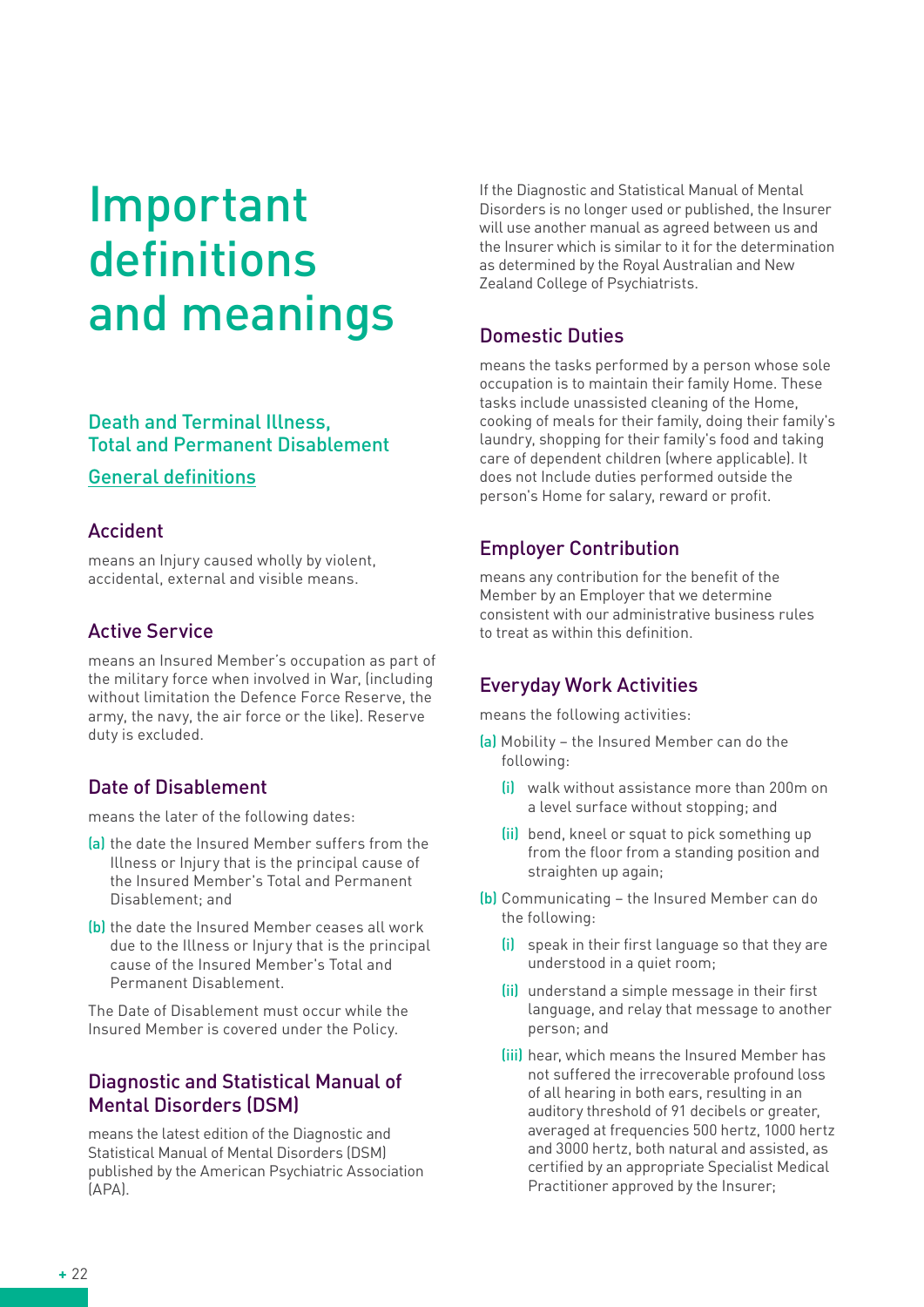# Important definitions and meanings

## Death and Terminal Illness, Total and Permanent Disablement

### General definitions

#### Accident

means an Injury caused wholly by violent, accidental, external and visible means.

#### Active Service

means an Insured Member's occupation as part of the military force when involved in War, (including without limitation the Defence Force Reserve, the army, the navy, the air force or the like). Reserve duty is excluded.

#### Date of Disablement

means the later of the following dates:

(a) the date the Insured Member suffers from the Illness or Injury that is the principal cause of the Insured Member's Total and Permanent Disablement; and

(b) the date the Insured Member ceases all work due to the Illness or Injury that is the principal cause of the Insured Member's Total and Permanent Disablement.

The Date of Disablement must occur while the Insured Member is covered under the Policy.

#### Diagnostic and Statistical Manual of Mental Disorders (DSM)

means the latest edition of the Diagnostic and Statistical Manual of Mental Disorders (DSM) published by the American Psychiatric Association (APA).

If the Diagnostic and Statistical Manual of Mental Disorders is no longer used or published, the Insurer will use another manual as agreed between us and the Insurer which is similar to it for the determination as determined by the Royal Australian and New Zealand College of Psychiatrists.

#### Domestic Duties

means the tasks performed by a person whose sole occupation is to maintain their family Home. These tasks include unassisted cleaning of the Home, cooking of meals for their family, doing their family's laundry, shopping for their family's food and taking care of dependent children (where applicable). It does not Include duties performed outside the person's Home for salary, reward or profit.

#### Employer Contribution

means any contribution for the benefit of the Member by an Employer that we determine consistent with our administrative business rules to treat as within this definition.

#### Everyday Work Activities

means the following activities:

(a) Mobility – the Insured Member can do the following:

  (i) walk without assistance more than 200m on a level surface without stopping; and

  (ii) bend, kneel or squat to pick something up from the floor from a standing position and straighten up again;

(b) Communicating – the Insured Member can do the following:

  (i) speak in their first language so that they are understood in a quiet room;

  (ii) understand a simple message in their first language, and relay that message to another person; and

  (iii) hear, which means the Insured Member has not suffered the irrecoverable profound loss of all hearing in both ears, resulting in an auditory threshold of 91 decibels or greater, averaged at frequencies 500 hertz, 1000 hertz and 3000 hertz, both natural and assisted, as certified by an appropriate Specialist Medical Practitioner approved by the Insurer;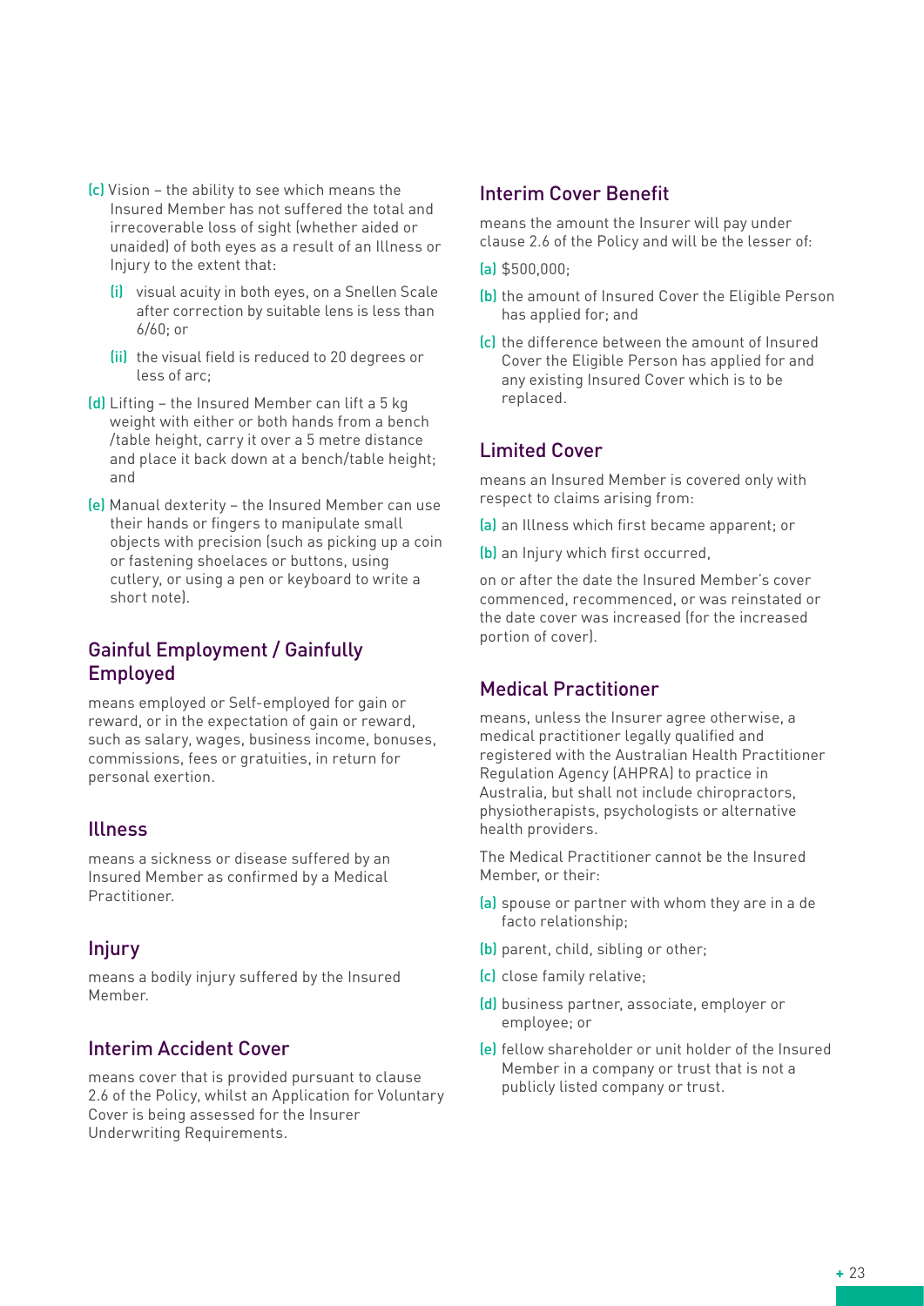(c) Vision – the ability to see which means the Insured Member has not suffered the total and irrecoverable loss of sight (whether aided or unaided) of both eyes as a result of an Illness or Injury to the extent that:

   (i) visual acuity in both eyes, on a Snellen Scale after correction by suitable lens is less than 6/60; or

   (ii) the visual field is reduced to 20 degrees or less of arc;

(d) Lifting – the Insured Member can lift a 5 kg weight with either or both hands from a bench /table height, carry it over a 5 metre distance and place it back down at a bench/table height; and

(e) Manual dexterity – the Insured Member can use their hands or fingers to manipulate small objects with precision (such as picking up a coin or fastening shoelaces or buttons, using cutlery, or using a pen or keyboard to write a short note).

## Gainful Employment / Gainfully Employed

means employed or Self-employed for gain or reward, or in the expectation of gain or reward, such as salary, wages, business income, bonuses, commissions, fees or gratuities, in return for personal exertion.

## Illness

means a sickness or disease suffered by an Insured Member as confirmed by a Medical Practitioner.

## Injury

means a bodily injury suffered by the Insured Member.

## Interim Accident Cover

means cover that is provided pursuant to clause 2.6 of the Policy, whilst an Application for Voluntary Cover is being assessed for the Insurer Underwriting Requirements.

## Interim Cover Benefit

means the amount the Insurer will pay under clause 2.6 of the Policy and will be the lesser of:

(a) $500,000;

(b) the amount of Insured Cover the Eligible Person has applied for; and

(c) the difference between the amount of Insured Cover the Eligible Person has applied for and any existing Insured Cover which is to be replaced.

## Limited Cover

means an Insured Member is covered only with respect to claims arising from:

(a) an Illness which first became apparent; or

(b) an Injury which first occurred,

on or after the date the Insured Member's cover commenced, recommenced, or was reinstated or the date cover was increased (for the increased portion of cover).

## Medical Practitioner

means, unless the Insurer agree otherwise, a medical practitioner legally qualified and registered with the Australian Health Practitioner Regulation Agency (AHPRA) to practice in Australia, but shall not include chiropractors, physiotherapists, psychologists or alternative health providers.

The Medical Practitioner cannot be the Insured Member, or their:

(a) spouse or partner with whom they are in a de facto relationship;

(b) parent, child, sibling or other;

(c) close family relative;

(d) business partner, associate, employer or employee; or

(e) fellow shareholder or unit holder of the Insured Member in a company or trust that is not a publicly listed company or trust.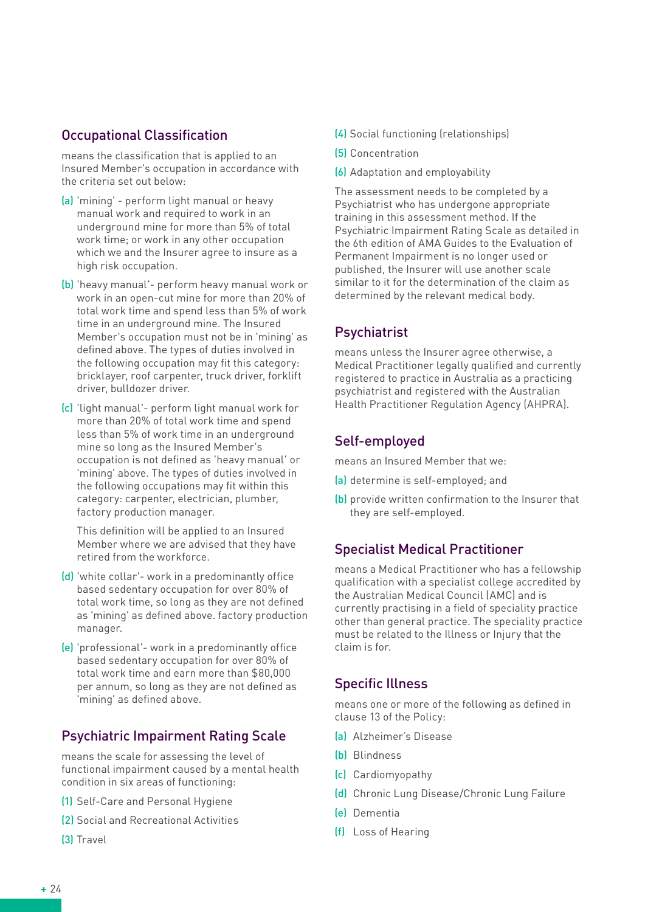## Occupational Classification

means the classification that is applied to an Insured Member's occupation in accordance with the criteria set out below:

(a) 'mining' - perform light manual or heavy manual work and required to work in an underground mine for more than 5% of total work time; or work in any other occupation which we and the Insurer agree to insure as a high risk occupation.

(b) 'heavy manual'- perform heavy manual work or work in an open-cut mine for more than 20% of total work time and spend less than 5% of work time in an underground mine. The Insured Member's occupation must not be in 'mining' as defined above. The types of duties involved in the following occupation may fit this category: bricklayer, roof carpenter, truck driver, forklift driver, bulldozer driver.

(c) 'light manual'- perform light manual work for more than 20% of total work time and spend less than 5% of work time in an underground mine so long as the Insured Member's occupation is not defined as 'heavy manual' or 'mining' above. The types of duties involved in the following occupations may fit within this category: carpenter, electrician, plumber, factory production manager.

This definition will be applied to an Insured Member where we are advised that they have retired from the workforce.

(d) 'white collar'- work in a predominantly office based sedentary occupation for over 80% of total work time, so long as they are not defined as 'mining' as defined above. factory production manager.

(e) 'professional'- work in a predominantly office based sedentary occupation for over 80% of total work time and earn more than $80,000 per annum, so long as they are not defined as 'mining' as defined above.

## Psychiatric Impairment Rating Scale

means the scale for assessing the level of functional impairment caused by a mental health condition in six areas of functioning:

(1) Self-Care and Personal Hygiene

(2) Social and Recreational Activities

(3) Travel

(4) Social functioning (relationships)

(5) Concentration

(6) Adaptation and employability

The assessment needs to be completed by a Psychiatrist who has undergone appropriate training in this assessment method. If the Psychiatric Impairment Rating Scale as detailed in the 6th edition of AMA Guides to the Evaluation of Permanent Impairment is no longer used or published, the Insurer will use another scale similar to it for the determination of the claim as determined by the relevant medical body.

## Psychiatrist

means unless the Insurer agree otherwise, a Medical Practitioner legally qualified and currently registered to practice in Australia as a practicing psychiatrist and registered with the Australian Health Practitioner Regulation Agency (AHPRA).

## Self-employed

means an Insured Member that we:

(a) determine is self-employed; and

(b) provide written confirmation to the Insurer that they are self-employed.

## Specialist Medical Practitioner

means a Medical Practitioner who has a fellowship qualification with a specialist college accredited by the Australian Medical Council (AMC) and is currently practising in a field of speciality practice other than general practice. The speciality practice must be related to the Illness or Injury that the claim is for.

## Specific Illness

means one or more of the following as defined in clause 13 of the Policy:

(a) Alzheimer's Disease

(b) Blindness

(c) Cardiomyopathy

(d) Chronic Lung Disease/Chronic Lung Failure

(e) Dementia

(f) Loss of Hearing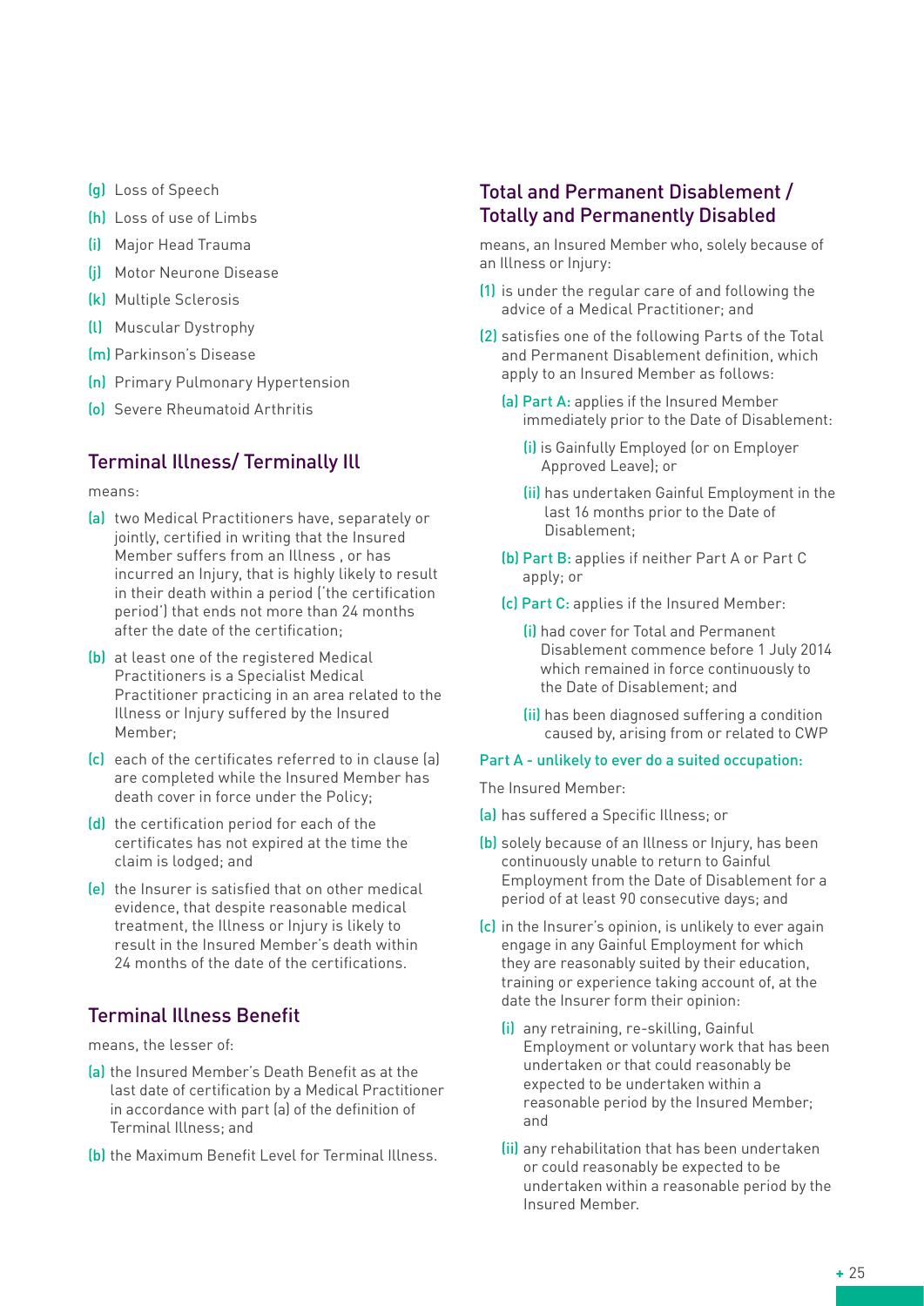(g) Loss of Speech

(h) Loss of use of Limbs

(i) Major Head Trauma

(j) Motor Neurone Disease

(k) Multiple Sclerosis

(l) Muscular Dystrophy

(m) Parkinson's Disease

(n) Primary Pulmonary Hypertension

(o) Severe Rheumatoid Arthritis

## Terminal Illness/ Terminally Ill

means:

(a) two Medical Practitioners have, separately or jointly, certified in writing that the Insured Member suffers from an Illness , or has incurred an Injury, that is highly likely to result in their death within a period ('the certification period') that ends not more than 24 months after the date of the certification;

(b) at least one of the registered Medical Practitioners is a Specialist Medical Practitioner practicing in an area related to the Illness or Injury suffered by the Insured Member;

(c) each of the certificates referred to in clause (a) are completed while the Insured Member has death cover in force under the Policy;

(d) the certification period for each of the certificates has not expired at the time the claim is lodged; and

(e) the Insurer is satisfied that on other medical evidence, that despite reasonable medical treatment, the Illness or Injury is likely to result in the Insured Member's death within 24 months of the date of the certifications.

## Terminal Illness Benefit

means, the lesser of:

(a) the Insured Member's Death Benefit as at the last date of certification by a Medical Practitioner in accordance with part (a) of the definition of Terminal Illness; and

(b) the Maximum Benefit Level for Terminal Illness.

## Total and Permanent Disablement / Totally and Permanently Disabled

means, an Insured Member who, solely because of an Illness or Injury:

(1) is under the regular care of and following the advice of a Medical Practitioner; and

(2) satisfies one of the following Parts of the Total and Permanent Disablement definition, which apply to an Insured Member as follows:

   (a) Part A: applies if the Insured Member immediately prior to the Date of Disablement:

      (i) is Gainfully Employed (or on Employer Approved Leave); or

      (ii) has undertaken Gainful Employment in the last 16 months prior to the Date of Disablement;

   (b) Part B: applies if neither Part A or Part C apply; or

   (c) Part C: applies if the Insured Member:

      (i) had cover for Total and Permanent Disablement commence before 1 July 2014 which remained in force continuously to the Date of Disablement; and

      (ii) has been diagnosed suffering a condition caused by, arising from or related to CWP

### Part A - unlikely to ever do a suited occupation:

The Insured Member:

(a) has suffered a Specific Illness; or

(b) solely because of an Illness or Injury, has been continuously unable to return to Gainful Employment from the Date of Disablement for a period of at least 90 consecutive days; and

(c) in the Insurer's opinion, is unlikely to ever again engage in any Gainful Employment for which they are reasonably suited by their education, training or experience taking account of, at the date the Insurer form their opinion:

   (i) any retraining, re-skilling, Gainful Employment or voluntary work that has been undertaken or that could reasonably be expected to be undertaken within a reasonable period by the Insured Member; and

   (ii) any rehabilitation that has been undertaken or could reasonably be expected to be undertaken within a reasonable period by the Insured Member.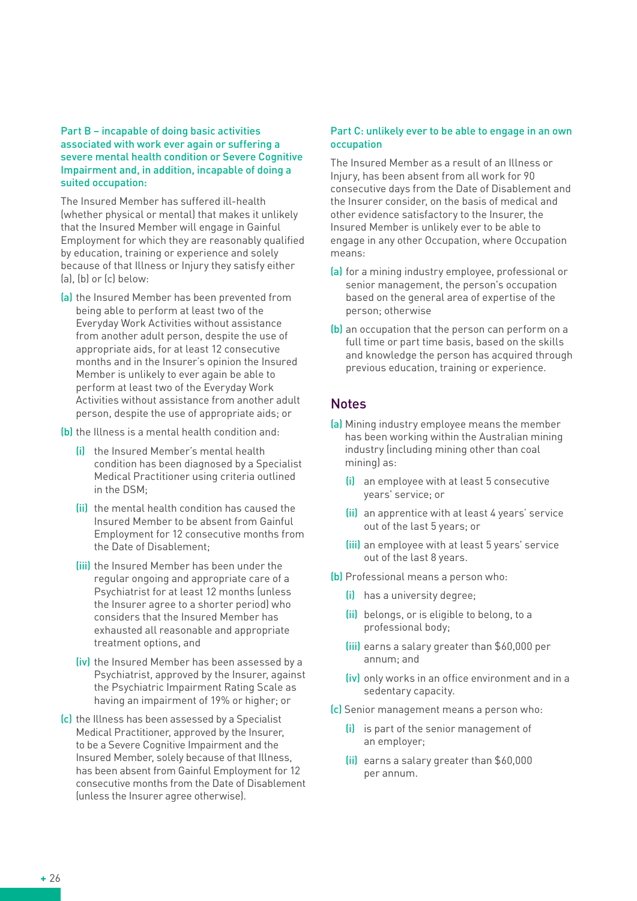### Part B – incapable of doing basic activities associated with work ever again or suffering a severe mental health condition or Severe Cognitive Impairment and, in addition, incapable of doing a suited occupation:

The Insured Member has suffered ill-health (whether physical or mental) that makes it unlikely that the Insured Member will engage in Gainful Employment for which they are reasonably qualified by education, training or experience and solely because of that Illness or Injury they satisfy either (a), (b) or (c) below:

(a) the Insured Member has been prevented from being able to perform at least two of the Everyday Work Activities without assistance from another adult person, despite the use of appropriate aids, for at least 12 consecutive months and in the Insurer's opinion the Insured Member is unlikely to ever again be able to perform at least two of the Everyday Work Activities without assistance from another adult person, despite the use of appropriate aids; or

(b) the Illness is a mental health condition and:

- (i) the Insured Member's mental health condition has been diagnosed by a Specialist Medical Practitioner using criteria outlined in the DSM;
- (ii) the mental health condition has caused the Insured Member to be absent from Gainful Employment for 12 consecutive months from the Date of Disablement;
- (iii) the Insured Member has been under the regular ongoing and appropriate care of a Psychiatrist for at least 12 months (unless the Insurer agree to a shorter period) who considers that the Insured Member has exhausted all reasonable and appropriate treatment options, and
- (iv) the Insured Member has been assessed by a Psychiatrist, approved by the Insurer, against the Psychiatric Impairment Rating Scale as having an impairment of 19% or higher; or

(c) the Illness has been assessed by a Specialist Medical Practitioner, approved by the Insurer, to be a Severe Cognitive Impairment and the Insured Member, solely because of that Illness, has been absent from Gainful Employment for 12 consecutive months from the Date of Disablement (unless the Insurer agree otherwise).

### Part C: unlikely ever to be able to engage in an own occupation

The Insured Member as a result of an Illness or Injury, has been absent from all work for 90 consecutive days from the Date of Disablement and the Insurer consider, on the basis of medical and other evidence satisfactory to the Insurer, the Insured Member is unlikely ever to be able to engage in any other Occupation, where Occupation means:

(a) for a mining industry employee, professional or senior management, the person's occupation based on the general area of expertise of the person; otherwise

(b) an occupation that the person can perform on a full time or part time basis, based on the skills and knowledge the person has acquired through previous education, training or experience.

## Notes

(a) Mining industry employee means the member has been working within the Australian mining industry (including mining other than coal mining) as:

- (i) an employee with at least 5 consecutive years' service; or
- (ii) an apprentice with at least 4 years' service out of the last 5 years; or
- (iii) an employee with at least 5 years' service out of the last 8 years.

(b) Professional means a person who:

- (i) has a university degree;
- (ii) belongs, or is eligible to belong, to a professional body;
- (iii) earns a salary greater than $60,000 per annum; and
- (iv) only works in an office environment and in a sedentary capacity.

(c) Senior management means a person who:

- (i) is part of the senior management of an employer;
- (ii) earns a salary greater than $60,000 per annum.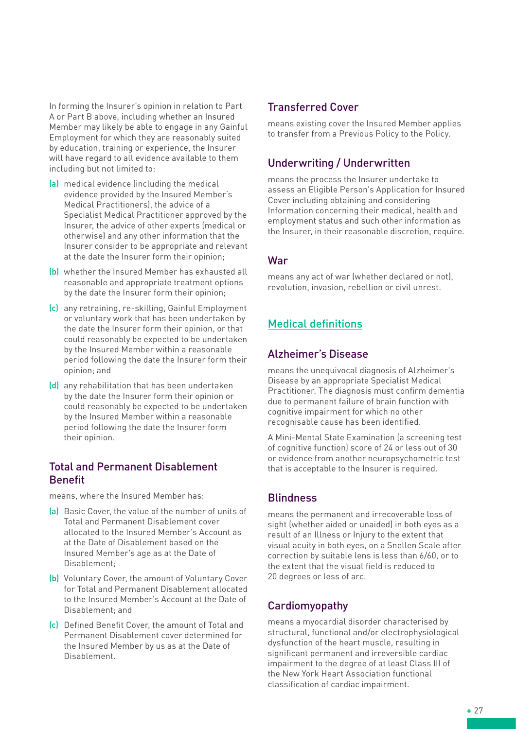In forming the Insurer's opinion in relation to Part A or Part B above, including whether an Insured Member may likely be able to engage in any Gainful Employment for which they are reasonably suited by education, training or experience, the Insurer will have regard to all evidence available to them including but not limited to:

(a) medical evidence (including the medical evidence provided by the Insured Member's Medical Practitioners), the advice of a Specialist Medical Practitioner approved by the Insurer, the advice of other experts (medical or otherwise) and any other information that the Insurer consider to be appropriate and relevant at the date the Insurer form their opinion;

(b) whether the Insured Member has exhausted all reasonable and appropriate treatment options by the date the Insurer form their opinion;

(c) any retraining, re-skilling, Gainful Employment or voluntary work that has been undertaken by the date the Insurer form their opinion, or that could reasonably be expected to be undertaken by the Insured Member within a reasonable period following the date the Insurer form their opinion; and

(d) any rehabilitation that has been undertaken by the date the Insurer form their opinion or could reasonably be expected to be undertaken by the Insured Member within a reasonable period following the date the Insurer form their opinion.

### Total and Permanent Disablement Benefit

means, where the Insured Member has:

(a) Basic Cover, the value of the number of units of Total and Permanent Disablement cover allocated to the Insured Member's Account as at the Date of Disablement based on the Insured Member's age as at the Date of Disablement;

(b) Voluntary Cover, the amount of Voluntary Cover for Total and Permanent Disablement allocated to the Insured Member's Account at the Date of Disablement; and

(c) Defined Benefit Cover, the amount of Total and Permanent Disablement cover determined for the Insured Member by us as at the Date of Disablement.

### Transferred Cover

means existing cover the Insured Member applies to transfer from a Previous Policy to the Policy.

### Underwriting / Underwritten

means the process the Insurer undertake to assess an Eligible Person's Application for Insured Cover including obtaining and considering Information concerning their medical, health and employment status and such other information as the Insurer, in their reasonable discretion, require.

### War

means any act of war (whether declared or not), revolution, invasion, rebellion or civil unrest.

## Medical definitions

### Alzheimer's Disease

means the unequivocal diagnosis of Alzheimer's Disease by an appropriate Specialist Medical Practitioner. The diagnosis must confirm dementia due to permanent failure of brain function with cognitive impairment for which no other recognisable cause has been identified.

A Mini-Mental State Examination (a screening test of cognitive function) score of 24 or less out of 30 or evidence from another neuropsychometric test that is acceptable to the Insurer is required.

### Blindness

means the permanent and irrecoverable loss of sight (whether aided or unaided) in both eyes as a result of an Illness or Injury to the extent that visual acuity in both eyes, on a Snellen Scale after correction by suitable lens is less than 6/60, or to the extent that the visual field is reduced to 20 degrees or less of arc.

### Cardiomyopathy

means a myocardial disorder characterised by structural, functional and/or electrophysiological dysfunction of the heart muscle, resulting in significant permanent and irreversible cardiac impairment to the degree of at least Class III of the New York Heart Association functional classification of cardiac impairment.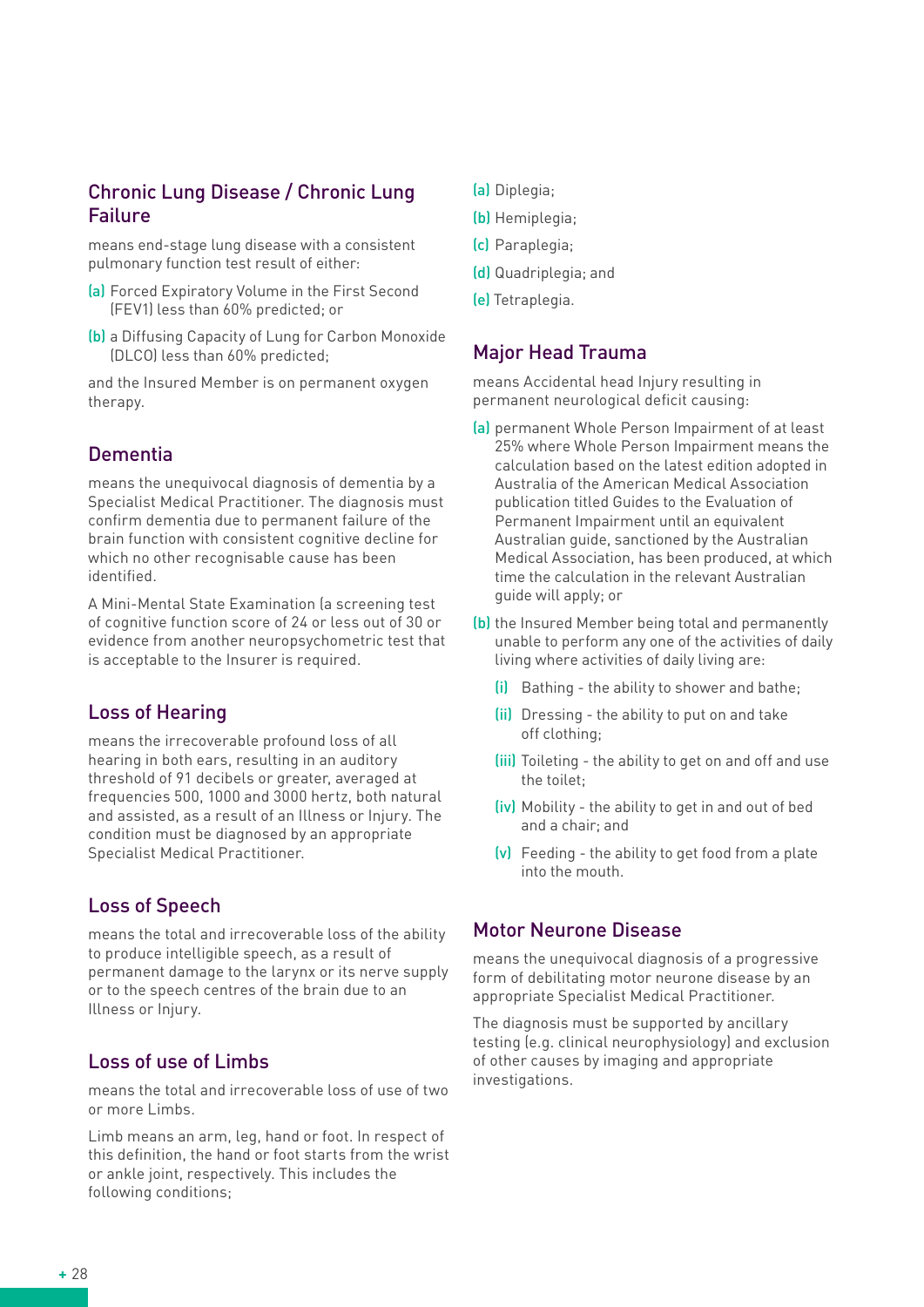## Chronic Lung Disease / Chronic Lung Failure

means end-stage lung disease with a consistent pulmonary function test result of either:

(a) Forced Expiratory Volume in the First Second (FEV1) less than 60% predicted; or

(b) a Diffusing Capacity of Lung for Carbon Monoxide (DLCO) less than 60% predicted;

and the Insured Member is on permanent oxygen therapy.

## Dementia

means the unequivocal diagnosis of dementia by a Specialist Medical Practitioner. The diagnosis must confirm dementia due to permanent failure of the brain function with consistent cognitive decline for which no other recognisable cause has been identified.

A Mini-Mental State Examination (a screening test of cognitive function score of 24 or less out of 30 or evidence from another neuropsychometric test that is acceptable to the Insurer is required.

## Loss of Hearing

means the irrecoverable profound loss of all hearing in both ears, resulting in an auditory threshold of 91 decibels or greater, averaged at frequencies 500, 1000 and 3000 hertz, both natural and assisted, as a result of an Illness or Injury. The condition must be diagnosed by an appropriate Specialist Medical Practitioner.

## Loss of Speech

means the total and irrecoverable loss of the ability to produce intelligible speech, as a result of permanent damage to the larynx or its nerve supply or to the speech centres of the brain due to an Illness or Injury.

## Loss of use of Limbs

means the total and irrecoverable loss of use of two or more Limbs.

Limb means an arm, leg, hand or foot. In respect of this definition, the hand or foot starts from the wrist or ankle joint, respectively. This includes the following conditions;

(a) Diplegia;

(b) Hemiplegia;

(c) Paraplegia;

(d) Quadriplegia; and

(e) Tetraplegia.

## Major Head Trauma

means Accidental head Injury resulting in permanent neurological deficit causing:

(a) permanent Whole Person Impairment of at least 25% where Whole Person Impairment means the calculation based on the latest edition adopted in Australia of the American Medical Association publication titled Guides to the Evaluation of Permanent Impairment until an equivalent Australian guide, sanctioned by the Australian Medical Association, has been produced, at which time the calculation in the relevant Australian guide will apply; or

(b) the Insured Member being total and permanently unable to perform any one of the activities of daily living where activities of daily living are:

  (i) Bathing - the ability to shower and bathe;

  (ii) Dressing - the ability to put on and take off clothing;

  (iii) Toileting - the ability to get on and off and use the toilet;

  (iv) Mobility - the ability to get in and out of bed and a chair; and

  (v) Feeding - the ability to get food from a plate into the mouth.

## Motor Neurone Disease

means the unequivocal diagnosis of a progressive form of debilitating motor neurone disease by an appropriate Specialist Medical Practitioner.

The diagnosis must be supported by ancillary testing (e.g. clinical neurophysiology) and exclusion of other causes by imaging and appropriate investigations.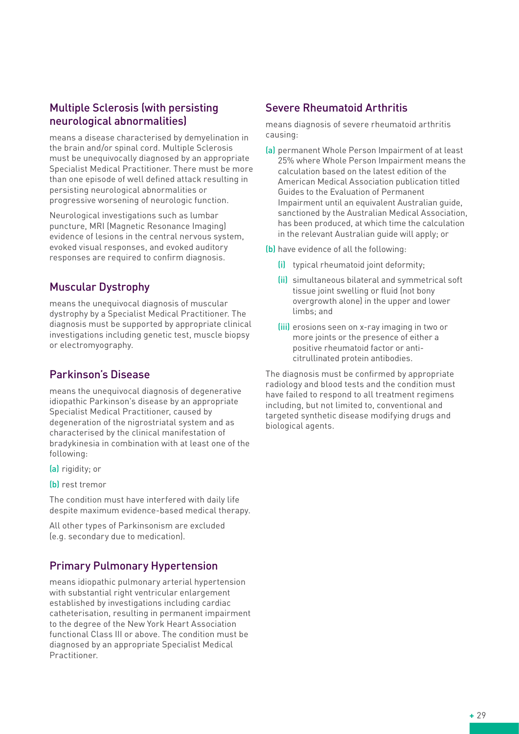## Multiple Sclerosis (with persisting neurological abnormalities)

means a disease characterised by demyelination in the brain and/or spinal cord. Multiple Sclerosis must be unequivocally diagnosed by an appropriate Specialist Medical Practitioner. There must be more than one episode of well defined attack resulting in persisting neurological abnormalities or progressive worsening of neurologic function.

Neurological investigations such as lumbar puncture, MRI (Magnetic Resonance Imaging) evidence of lesions in the central nervous system, evoked visual responses, and evoked auditory responses are required to confirm diagnosis.

## Muscular Dystrophy

means the unequivocal diagnosis of muscular dystrophy by a Specialist Medical Practitioner. The diagnosis must be supported by appropriate clinical investigations including genetic test, muscle biopsy or electromyography.

## Parkinson's Disease

means the unequivocal diagnosis of degenerative idiopathic Parkinson's disease by an appropriate Specialist Medical Practitioner, caused by degeneration of the nigrostriatal system and as characterised by the clinical manifestation of bradykinesia in combination with at least one of the following:

(a) rigidity; or

(b) rest tremor

The condition must have interfered with daily life despite maximum evidence-based medical therapy.

All other types of Parkinsonism are excluded (e.g. secondary due to medication).

## Primary Pulmonary Hypertension

means idiopathic pulmonary arterial hypertension with substantial right ventricular enlargement established by investigations including cardiac catheterisation, resulting in permanent impairment to the degree of the New York Heart Association functional Class III or above. The condition must be diagnosed by an appropriate Specialist Medical Practitioner.

## Severe Rheumatoid Arthritis

means diagnosis of severe rheumatoid arthritis causing:

(a) permanent Whole Person Impairment of at least 25% where Whole Person Impairment means the calculation based on the latest edition of the American Medical Association publication titled Guides to the Evaluation of Permanent Impairment until an equivalent Australian guide, sanctioned by the Australian Medical Association, has been produced, at which time the calculation in the relevant Australian guide will apply; or

(b) have evidence of all the following:

  (i) typical rheumatoid joint deformity;

  (ii) simultaneous bilateral and symmetrical soft tissue joint swelling or fluid (not bony overgrowth alone) in the upper and lower limbs; and

  (iii) erosions seen on x-ray imaging in two or more joints or the presence of either a positive rheumatoid factor or anti-citrullinated protein antibodies.

The diagnosis must be confirmed by appropriate radiology and blood tests and the condition must have failed to respond to all treatment regimens including, but not limited to, conventional and targeted synthetic disease modifying drugs and biological agents.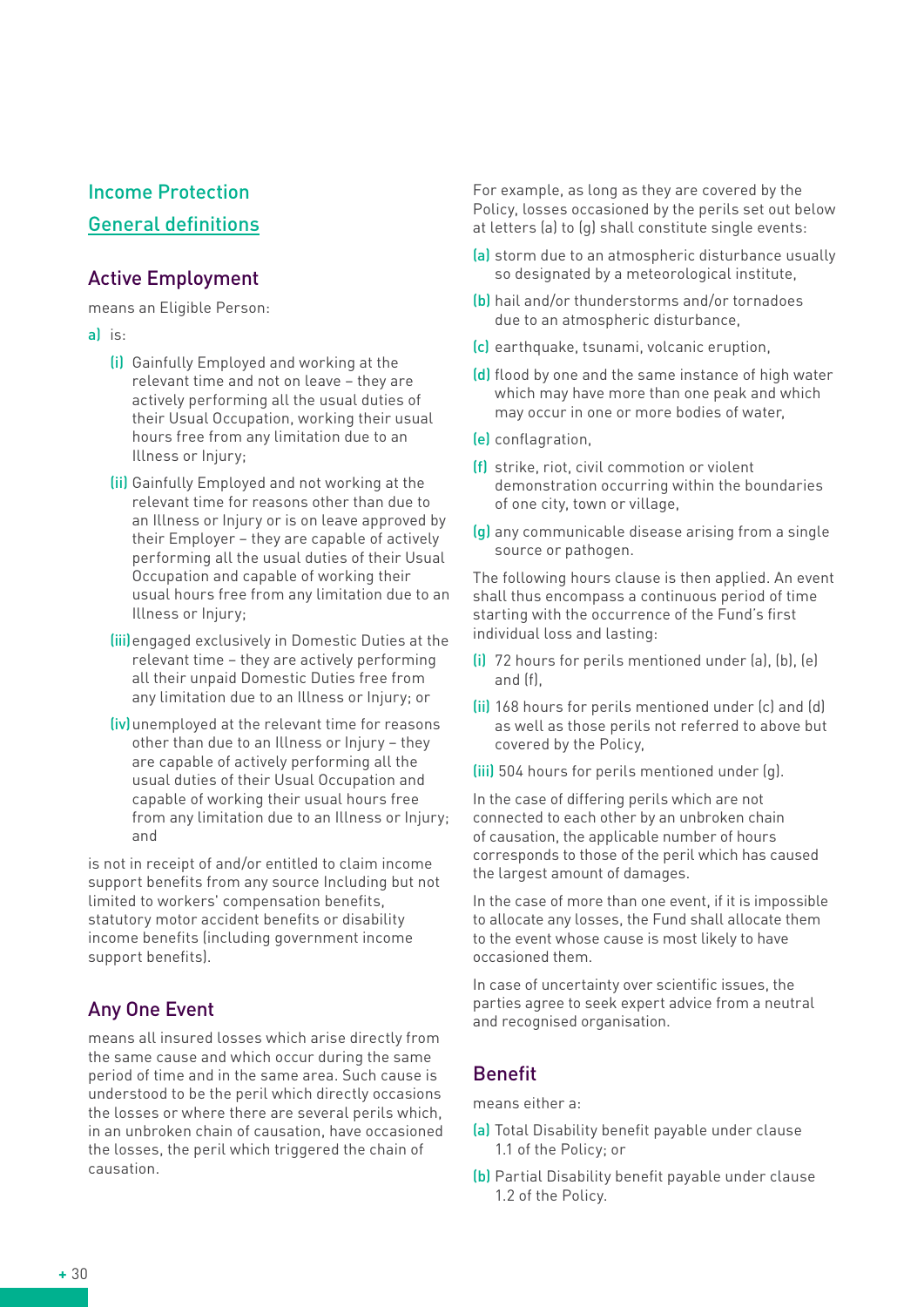## Income Protection

## General definitions

### Active Employment

means an Eligible Person:

a) is:

(i) Gainfully Employed and working at the relevant time and not on leave – they are actively performing all the usual duties of their Usual Occupation, working their usual hours free from any limitation due to an Illness or Injury;

(ii) Gainfully Employed and not working at the relevant time for reasons other than due to an Illness or Injury or is on leave approved by their Employer – they are capable of actively performing all the usual duties of their Usual Occupation and capable of working their usual hours free from any limitation due to an Illness or Injury;

(iii) engaged exclusively in Domestic Duties at the relevant time – they are actively performing all their unpaid Domestic Duties free from any limitation due to an Illness or Injury; or

(iv) unemployed at the relevant time for reasons other than due to an Illness or Injury – they are capable of actively performing all the usual duties of their Usual Occupation and capable of working their usual hours free from any limitation due to an Illness or Injury; and

is not in receipt of and/or entitled to claim income support benefits from any source Including but not limited to workers' compensation benefits, statutory motor accident benefits or disability income benefits (including government income support benefits).

### Any One Event

means all insured losses which arise directly from the same cause and which occur during the same period of time and in the same area. Such cause is understood to be the peril which directly occasions the losses or where there are several perils which, in an unbroken chain of causation, have occasioned the losses, the peril which triggered the chain of causation.

For example, as long as they are covered by the Policy, losses occasioned by the perils set out below at letters (a) to (g) shall constitute single events:

(a) storm due to an atmospheric disturbance usually so designated by a meteorological institute,

(b) hail and/or thunderstorms and/or tornadoes due to an atmospheric disturbance,

(c) earthquake, tsunami, volcanic eruption,

(d) flood by one and the same instance of high water which may have more than one peak and which may occur in one or more bodies of water,

(e) conflagration,

(f) strike, riot, civil commotion or violent demonstration occurring within the boundaries of one city, town or village,

(g) any communicable disease arising from a single source or pathogen.

The following hours clause is then applied. An event shall thus encompass a continuous period of time starting with the occurrence of the Fund's first individual loss and lasting:

(i) 72 hours for perils mentioned under (a), (b), (e) and (f),

(ii) 168 hours for perils mentioned under (c) and (d) as well as those perils not referred to above but covered by the Policy,

(iii) 504 hours for perils mentioned under (g).

In the case of differing perils which are not connected to each other by an unbroken chain of causation, the applicable number of hours corresponds to those of the peril which has caused the largest amount of damages.

In the case of more than one event, if it is impossible to allocate any losses, the Fund shall allocate them to the event whose cause is most likely to have occasioned them.

In case of uncertainty over scientific issues, the parties agree to seek expert advice from a neutral and recognised organisation.

### Benefit

means either a:

(a) Total Disability benefit payable under clause 1.1 of the Policy; or

(b) Partial Disability benefit payable under clause 1.2 of the Policy.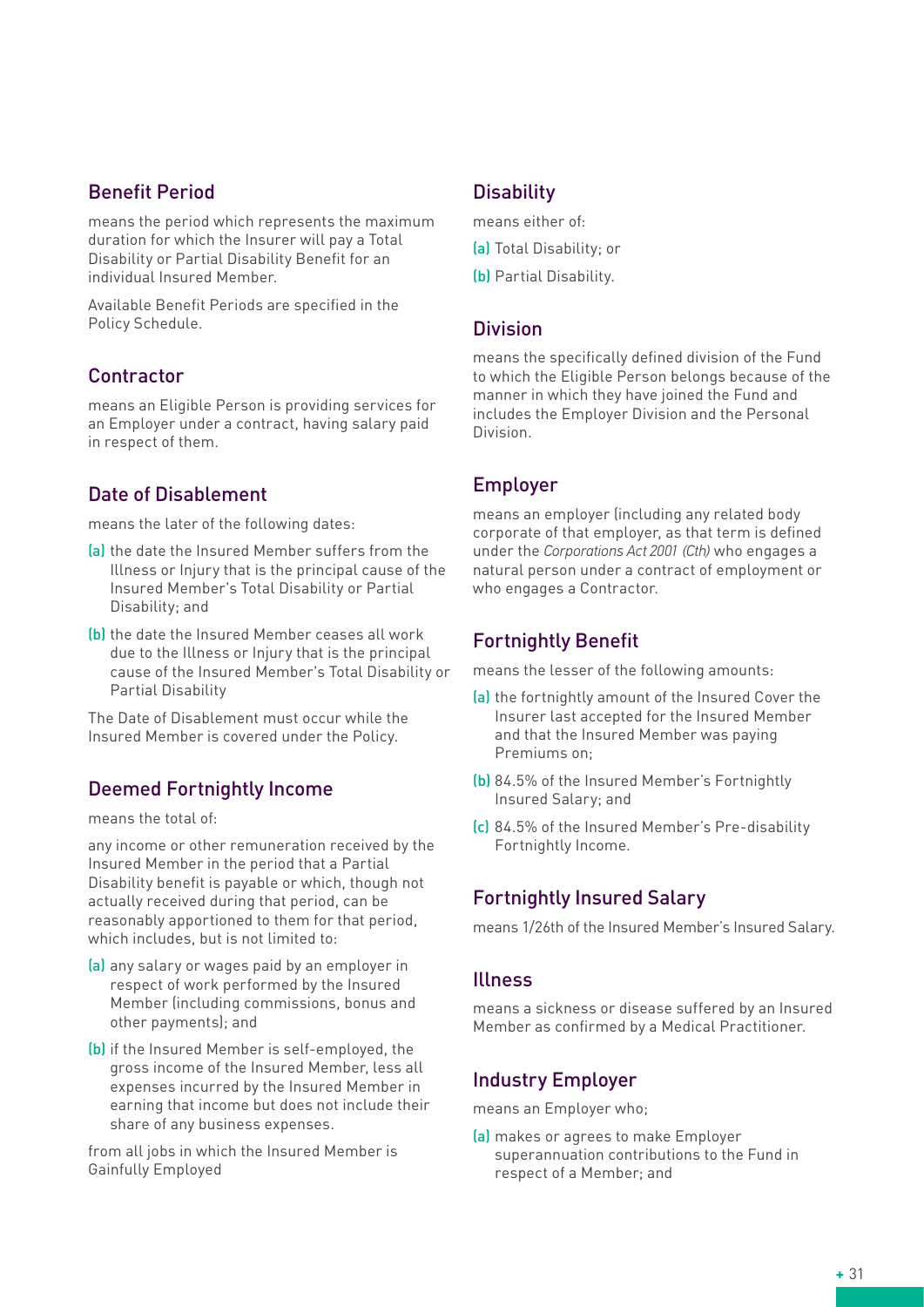## Benefit Period

means the period which represents the maximum duration for which the Insurer will pay a Total Disability or Partial Disability Benefit for an individual Insured Member.

Available Benefit Periods are specified in the Policy Schedule.

## Contractor

means an Eligible Person is providing services for an Employer under a contract, having salary paid in respect of them.

## Date of Disablement

means the later of the following dates:

(a) the date the Insured Member suffers from the Illness or Injury that is the principal cause of the Insured Member's Total Disability or Partial Disability; and

(b) the date the Insured Member ceases all work due to the Illness or Injury that is the principal cause of the Insured Member's Total Disability or Partial Disability

The Date of Disablement must occur while the Insured Member is covered under the Policy.

## Deemed Fortnightly Income

means the total of:

any income or other remuneration received by the Insured Member in the period that a Partial Disability benefit is payable or which, though not actually received during that period, can be reasonably apportioned to them for that period, which includes, but is not limited to:

(a) any salary or wages paid by an employer in respect of work performed by the Insured Member (including commissions, bonus and other payments); and

(b) if the Insured Member is self-employed, the gross income of the Insured Member, less all expenses incurred by the Insured Member in earning that income but does not include their share of any business expenses.

from all jobs in which the Insured Member is Gainfully Employed

## Disability

means either of:

(a) Total Disability; or

(b) Partial Disability.

## Division

means the specifically defined division of the Fund to which the Eligible Person belongs because of the manner in which they have joined the Fund and includes the Employer Division and the Personal Division.

## Employer

means an employer (including any related body corporate of that employer, as that term is defined under the *Corporations Act 2001 (Cth)* who engages a natural person under a contract of employment or who engages a Contractor.

## Fortnightly Benefit

means the lesser of the following amounts:

(a) the fortnightly amount of the Insured Cover the Insurer last accepted for the Insured Member and that the Insured Member was paying Premiums on;

(b) 84.5% of the Insured Member's Fortnightly Insured Salary; and

(c) 84.5% of the Insured Member's Pre-disability Fortnightly Income.

## Fortnightly Insured Salary

means 1/26th of the Insured Member's Insured Salary.

## Illness

means a sickness or disease suffered by an Insured Member as confirmed by a Medical Practitioner.

## Industry Employer

means an Employer who;

(a) makes or agrees to make Employer superannuation contributions to the Fund in respect of a Member; and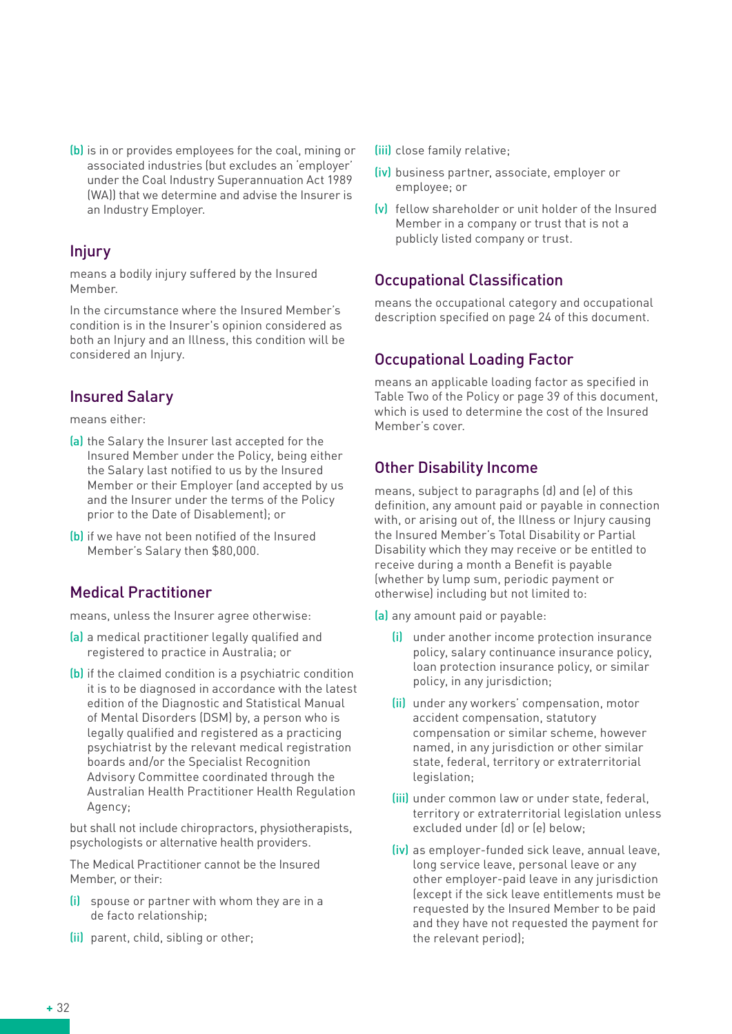(b) is in or provides employees for the coal, mining or associated industries (but excludes an 'employer' under the Coal Industry Superannuation Act 1989 (WA)) that we determine and advise the Insurer is an Industry Employer.

## Injury

means a bodily injury suffered by the Insured Member.

In the circumstance where the Insured Member's condition is in the Insurer's opinion considered as both an Injury and an Illness, this condition will be considered an Injury.

## Insured Salary

means either:

(a) the Salary the Insurer last accepted for the Insured Member under the Policy, being either the Salary last notified to us by the Insured Member or their Employer (and accepted by us and the Insurer under the terms of the Policy prior to the Date of Disablement); or

(b) if we have not been notified of the Insured Member's Salary then $80,000.

## Medical Practitioner

means, unless the Insurer agree otherwise:

(a) a medical practitioner legally qualified and registered to practice in Australia; or

(b) if the claimed condition is a psychiatric condition it is to be diagnosed in accordance with the latest edition of the Diagnostic and Statistical Manual of Mental Disorders (DSM) by, a person who is legally qualified and registered as a practicing psychiatrist by the relevant medical registration boards and/or the Specialist Recognition Advisory Committee coordinated through the Australian Health Practitioner Health Regulation Agency;

but shall not include chiropractors, physiotherapists, psychologists or alternative health providers.

The Medical Practitioner cannot be the Insured Member, or their:

(i) spouse or partner with whom they are in a de facto relationship;

(ii) parent, child, sibling or other;

(iii) close family relative;

(iv) business partner, associate, employer or employee; or

(v) fellow shareholder or unit holder of the Insured Member in a company or trust that is not a publicly listed company or trust.

## Occupational Classification

means the occupational category and occupational description specified on page 24 of this document.

## Occupational Loading Factor

means an applicable loading factor as specified in Table Two of the Policy or page 39 of this document, which is used to determine the cost of the Insured Member's cover.

## Other Disability Income

means, subject to paragraphs (d) and (e) of this definition, any amount paid or payable in connection with, or arising out of, the Illness or Injury causing the Insured Member's Total Disability or Partial Disability which they may receive or be entitled to receive during a month a Benefit is payable (whether by lump sum, periodic payment or otherwise) including but not limited to:

(a) any amount paid or payable:

  (i) under another income protection insurance policy, salary continuance insurance policy, loan protection insurance policy, or similar policy, in any jurisdiction;

  (ii) under any workers' compensation, motor accident compensation, statutory compensation or similar scheme, however named, in any jurisdiction or other similar state, federal, territory or extraterritorial legislation;

  (iii) under common law or under state, federal, territory or extraterritorial legislation unless excluded under (d) or (e) below;

  (iv) as employer-funded sick leave, annual leave, long service leave, personal leave or any other employer-paid leave in any jurisdiction (except if the sick leave entitlements must be requested by the Insured Member to be paid and they have not requested the payment for the relevant period);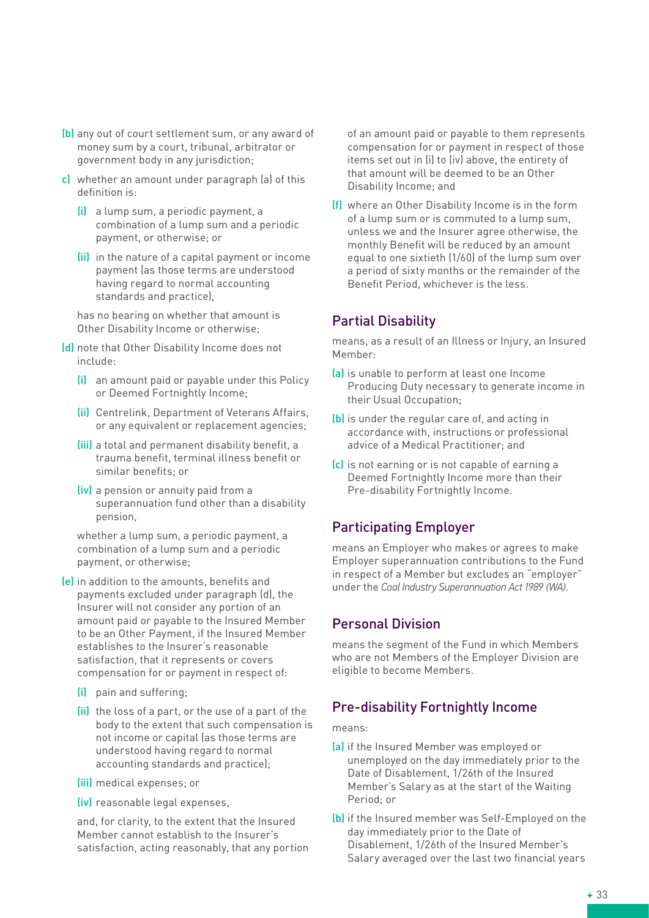(b) any out of court settlement sum, or any award of money sum by a court, tribunal, arbitrator or government body in any jurisdiction;

c) whether an amount under paragraph (a) of this definition is:

   (i) a lump sum, a periodic payment, a combination of a lump sum and a periodic payment, or otherwise; or

   (ii) in the nature of a capital payment or income payment (as those terms are understood having regard to normal accounting standards and practice),

   has no bearing on whether that amount is Other Disability Income or otherwise;

(d) note that Other Disability Income does not include:

   (i) an amount paid or payable under this Policy or Deemed Fortnightly Income;

   (ii) Centrelink, Department of Veterans Affairs, or any equivalent or replacement agencies;

   (iii) a total and permanent disability benefit, a trauma benefit, terminal illness benefit or similar benefits; or

   (iv) a pension or annuity paid from a superannuation fund other than a disability pension,

   whether a lump sum, a periodic payment, a combination of a lump sum and a periodic payment, or otherwise;

(e) in addition to the amounts, benefits and payments excluded under paragraph (d), the Insurer will not consider any portion of an amount paid or payable to the Insured Member to be an Other Payment, if the Insured Member establishes to the Insurer's reasonable satisfaction, that it represents or covers compensation for or payment in respect of:

   (i) pain and suffering;

   (ii) the loss of a part, or the use of a part of the body to the extent that such compensation is not income or capital (as those terms are understood having regard to normal accounting standards and practice);

   (iii) medical expenses; or

   (iv) reasonable legal expenses,

   and, for clarity, to the extent that the Insured Member cannot establish to the Insurer's satisfaction, acting reasonably, that any portion of an amount paid or payable to them represents compensation for or payment in respect of those items set out in (i) to (iv) above, the entirety of that amount will be deemed to be an Other Disability Income; and

(f) where an Other Disability Income is in the form of a lump sum or is commuted to a lump sum, unless we and the Insurer agree otherwise, the monthly Benefit will be reduced by an amount equal to one sixtieth (1/60) of the lump sum over a period of sixty months or the remainder of the Benefit Period, whichever is the less.

## Partial Disability

means, as a result of an Illness or Injury, an Insured Member:

(a) is unable to perform at least one Income Producing Duty necessary to generate income in their Usual Occupation;

(b) is under the regular care of, and acting in accordance with, instructions or professional advice of a Medical Practitioner; and

(c) is not earning or is not capable of earning a Deemed Fortnightly Income more than their Pre-disability Fortnightly Income.

## Participating Employer

means an Employer who makes or agrees to make Employer superannuation contributions to the Fund in respect of a Member but excludes an "employer" under the *Coal Industry Superannuation Act 1989 (WA)*.

## Personal Division

means the segment of the Fund in which Members who are not Members of the Employer Division are eligible to become Members.

## Pre-disability Fortnightly Income

means:

(a) if the Insured Member was employed or unemployed on the day immediately prior to the Date of Disablement, 1/26th of the Insured Member's Salary as at the start of the Waiting Period; or

(b) if the Insured member was Self-Employed on the day immediately prior to the Date of Disablement, 1/26th of the Insured Member's Salary averaged over the last two financial years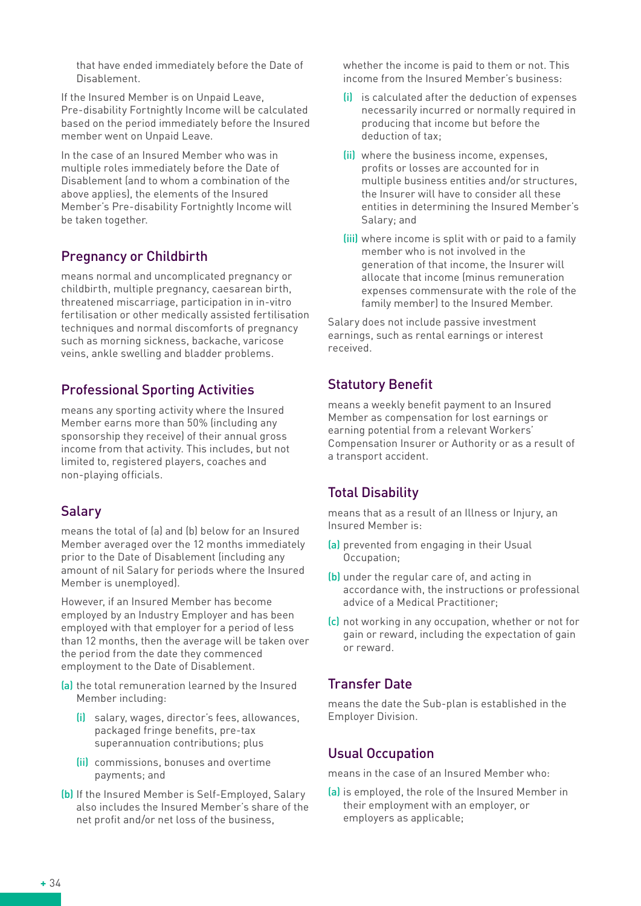that have ended immediately before the Date of Disablement.

If the Insured Member is on Unpaid Leave, Pre-disability Fortnightly Income will be calculated based on the period immediately before the Insured member went on Unpaid Leave.

In the case of an Insured Member who was in multiple roles immediately before the Date of Disablement (and to whom a combination of the above applies), the elements of the Insured Member's Pre-disability Fortnightly Income will be taken together.

## Pregnancy or Childbirth

means normal and uncomplicated pregnancy or childbirth, multiple pregnancy, caesarean birth, threatened miscarriage, participation in in-vitro fertilisation or other medically assisted fertilisation techniques and normal discomforts of pregnancy such as morning sickness, backache, varicose veins, ankle swelling and bladder problems.

## Professional Sporting Activities

means any sporting activity where the Insured Member earns more than 50% (including any sponsorship they receive) of their annual gross income from that activity. This includes, but not limited to, registered players, coaches and non-playing officials.

## Salary

means the total of (a) and (b) below for an Insured Member averaged over the 12 months immediately prior to the Date of Disablement (including any amount of nil Salary for periods where the Insured Member is unemployed).

However, if an Insured Member has become employed by an Industry Employer and has been employed with that employer for a period of less than 12 months, then the average will be taken over the period from the date they commenced employment to the Date of Disablement.

(a) the total remuneration learned by the Insured Member including:

  (i) salary, wages, director's fees, allowances, packaged fringe benefits, pre-tax superannuation contributions; plus

  (ii) commissions, bonuses and overtime payments; and

(b) If the Insured Member is Self-Employed, Salary also includes the Insured Member's share of the net profit and/or net loss of the business, whether the income is paid to them or not. This income from the Insured Member's business:

  (i) is calculated after the deduction of expenses necessarily incurred or normally required in producing that income but before the deduction of tax;

  (ii) where the business income, expenses, profits or losses are accounted for in multiple business entities and/or structures, the Insurer will have to consider all these entities in determining the Insured Member's Salary; and

  (iii) where income is split with or paid to a family member who is not involved in the generation of that income, the Insurer will allocate that income (minus remuneration expenses commensurate with the role of the family member) to the Insured Member.

Salary does not include passive investment earnings, such as rental earnings or interest received.

## Statutory Benefit

means a weekly benefit payment to an Insured Member as compensation for lost earnings or earning potential from a relevant Workers' Compensation Insurer or Authority or as a result of a transport accident.

## Total Disability

means that as a result of an Illness or Injury, an Insured Member is:

(a) prevented from engaging in their Usual Occupation;

(b) under the regular care of, and acting in accordance with, the instructions or professional advice of a Medical Practitioner;

(c) not working in any occupation, whether or not for gain or reward, including the expectation of gain or reward.

## Transfer Date

means the date the Sub-plan is established in the Employer Division.

## Usual Occupation

means in the case of an Insured Member who:

(a) is employed, the role of the Insured Member in their employment with an employer, or employers as applicable;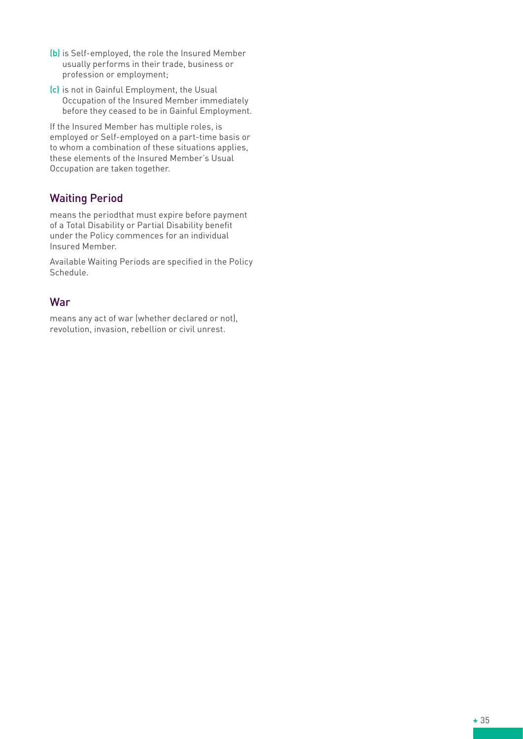(b) is Self-employed, the role the Insured Member usually performs in their trade, business or profession or employment;

(c) is not in Gainful Employment, the Usual Occupation of the Insured Member immediately before they ceased to be in Gainful Employment.

If the Insured Member has multiple roles, is employed or Self-employed on a part-time basis or to whom a combination of these situations applies, these elements of the Insured Member's Usual Occupation are taken together.

## Waiting Period

means the periodthat must expire before payment of a Total Disability or Partial Disability benefit under the Policy commences for an individual Insured Member.

Available Waiting Periods are specified in the Policy Schedule.

## War

means any act of war (whether declared or not), revolution, invasion, rebellion or civil unrest.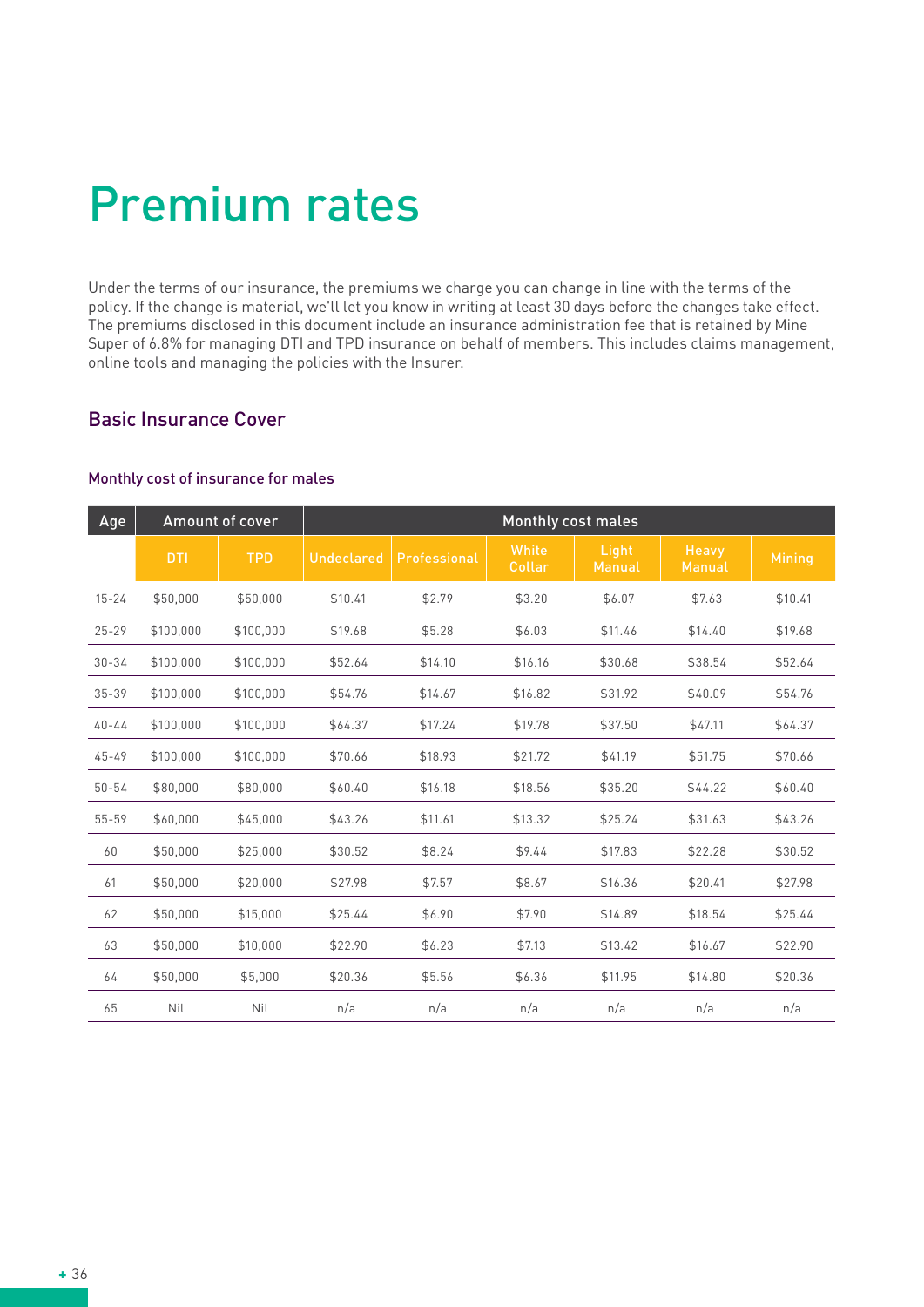# Premium rates

Under the terms of our insurance, the premiums we charge you can change in line with the terms of the policy. If the change is material, we'll let you know in writing at least 30 days before the changes take effect. The premiums disclosed in this document include an insurance administration fee that is retained by Mine Super of 6.8% for managing DTI and TPD insurance on behalf of members. This includes claims management, online tools and managing the policies with the Insurer.

## Basic Insurance Cover

### Monthly cost of insurance for males

| Age | Amount of cover | | Monthly cost males | | | | | |
|---|---|---|---|---|---|---|---|---|
| | DTI | TPD | Undeclared | Professional | White Collar | Light Manual | Heavy Manual | Mining |
| 15-24 | $50,000 | $50,000 | $10.41 | $2.79 | $3.20 | $6.07 | $7.63 | $10.41 |
| 25-29 | $100,000 | $100,000 | $19.68 | $5.28 | $6.03 | $11.46 | $14.40 | $19.68 |
| 30-34 | $100,000 | $100,000 | $52.64 | $14.10 | $16.16 | $30.68 | $38.54 | $52.64 |
| 35-39 | $100,000 | $100,000 | $54.76 | $14.67 | $16.82 | $31.92 | $40.09 | $54.76 |
| 40-44 | $100,000 | $100,000 | $64.37 | $17.24 | $19.78 | $37.50 | $47.11 | $64.37 |
| 45-49 | $100,000 | $100,000 | $70.66 | $18.93 | $21.72 | $41.19 | $51.75 | $70.66 |
| 50-54 | $80,000 | $80,000 | $60.40 | $16.18 | $18.56 | $35.20 | $44.22 | $60.40 |
| 55-59 | $60,000 | $45,000 | $43.26 | $11.61 | $13.32 | $25.24 | $31.63 | $43.26 |
| 60 | $50,000 | $25,000 | $30.52 | $8.24 | $9.44 | $17.83 | $22.28 | $30.52 |
| 61 | $50,000 | $20,000 | $27.98 | $7.57 | $8.67 | $16.36 | $20.41 | $27.98 |
| 62 | $50,000 | $15,000 | $25.44 | $6.90 | $7.90 | $14.89 | $18.54 | $25.44 |
| 63 | $50,000 | $10,000 | $22.90 | $6.23 | $7.13 | $13.42 | $16.67 | $22.90 |
| 64 | $50,000 | $5,000 | $20.36 | $5.56 | $6.36 | $11.95 | $14.80 | $20.36 |
| 65 | Nil | Nil | n/a | n/a | n/a | n/a | n/a | n/a |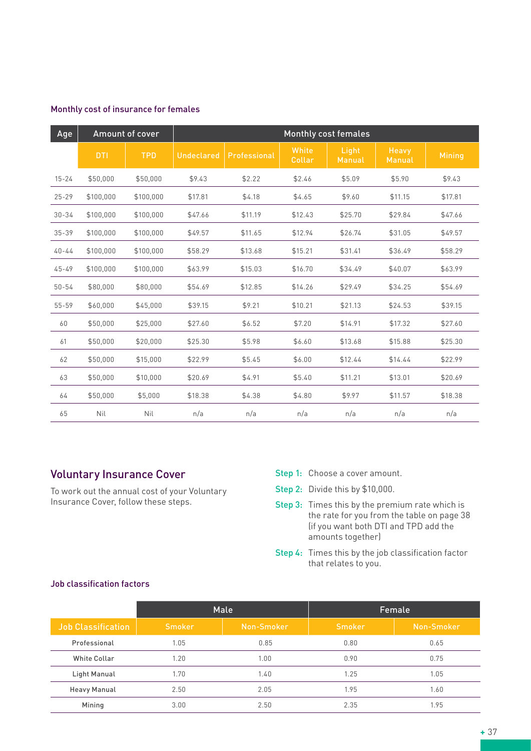### Monthly cost of insurance for females

| Age | Amount of cover | | Monthly cost females | | | | | |
|---|---|---|---|---|---|---|---|---|
| | DTI | TPD | Undeclared | Professional | White Collar | Light Manual | Heavy Manual | Mining |
| 15-24 | $50,000 | $50,000 | $9.43 | $2.22 | $2.46 | $5.09 | $5.90 | $9.43 |
| 25-29 | $100,000 | $100,000 | $17.81 | $4.18 | $4.65 | $9.60 | $11.15 | $17.81 |
| 30-34 | $100,000 | $100,000 | $47.66 | $11.19 | $12.43 | $25.70 | $29.84 | $47.66 |
| 35-39 | $100,000 | $100,000 | $49.57 | $11.65 | $12.94 | $26.74 | $31.05 | $49.57 |
| 40-44 | $100,000 | $100,000 | $58.29 | $13.68 | $15.21 | $31.41 | $36.49 | $58.29 |
| 45-49 | $100,000 | $100,000 | $63.99 | $15.03 | $16.70 | $34.49 | $40.07 | $63.99 |
| 50-54 | $80,000 | $80,000 | $54.69 | $12.85 | $14.26 | $29.49 | $34.25 | $54.69 |
| 55-59 | $60,000 | $45,000 | $39.15 | $9.21 | $10.21 | $21.13 | $24.53 | $39.15 |
| 60 | $50,000 | $25,000 | $27.60 | $6.52 | $7.20 | $14.91 | $17.32 | $27.60 |
| 61 | $50,000 | $20,000 | $25.30 | $5.98 | $6.60 | $13.68 | $15.88 | $25.30 |
| 62 | $50,000 | $15,000 | $22.99 | $5.45 | $6.00 | $12.44 | $14.44 | $22.99 |
| 63 | $50,000 | $10,000 | $20.69 | $4.91 | $5.40 | $11.21 | $13.01 | $20.69 |
| 64 | $50,000 | $5,000 | $18.38 | $4.38 | $4.80 | $9.97 | $11.57 | $18.38 |
| 65 | Nil | Nil | n/a | n/a | n/a | n/a | n/a | n/a |

## Voluntary Insurance Cover

To work out the annual cost of your Voluntary Insurance Cover, follow these steps.

**Step 1:** Choose a cover amount.

**Step 2:** Divide this by $10,000.

**Step 3:** Times this by the premium rate which is the rate for you from the table on page 38 (if you want both DTI and TPD add the amounts together)

**Step 4:** Times this by the job classification factor that relates to you.

### Job classification factors

| | Male | | Female | |
|---|---|---|---|---|
| Job Classification | Smoker | Non-Smoker | Smoker | Non-Smoker |
| Professional | 1.05 | 0.85 | 0.80 | 0.65 |
| White Collar | 1.20 | 1.00 | 0.90 | 0.75 |
| Light Manual | 1.70 | 1.40 | 1.25 | 1.05 |
| Heavy Manual | 2.50 | 2.05 | 1.95 | 1.60 |
| Mining | 3.00 | 2.50 | 2.35 | 1.95 |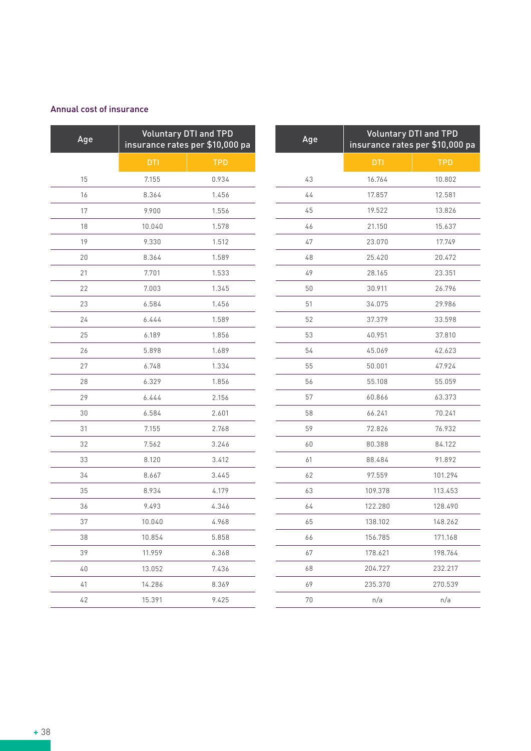Annual cost of insurance

| Age | Voluntary DTI and TPD insurance rates per $10,000 pa | |
|---|---|---|
| | DTI | TPD |
| 15 | 7.155 | 0.934 |
| 16 | 8.364 | 1.456 |
| 17 | 9.900 | 1.556 |
| 18 | 10.040 | 1.578 |
| 19 | 9.330 | 1.512 |
| 20 | 8.364 | 1.589 |
| 21 | 7.701 | 1.533 |
| 22 | 7.003 | 1.345 |
| 23 | 6.584 | 1.456 |
| 24 | 6.444 | 1.589 |
| 25 | 6.189 | 1.856 |
| 26 | 5.898 | 1.689 |
| 27 | 6.748 | 1.334 |
| 28 | 6.329 | 1.856 |
| 29 | 6.444 | 2.156 |
| 30 | 6.584 | 2.601 |
| 31 | 7.155 | 2.768 |
| 32 | 7.562 | 3.246 |
| 33 | 8.120 | 3.412 |
| 34 | 8.667 | 3.445 |
| 35 | 8.934 | 4.179 |
| 36 | 9.493 | 4.346 |
| 37 | 10.040 | 4.968 |
| 38 | 10.854 | 5.858 |
| 39 | 11.959 | 6.368 |
| 40 | 13.052 | 7.436 |
| 41 | 14.286 | 8.369 |
| 42 | 15.391 | 9.425 |

| Age | Voluntary DTI and TPD insurance rates per $10,000 pa | |
|---|---|---|
| | DTI | TPD |
| 43 | 16.764 | 10.802 |
| 44 | 17.857 | 12.581 |
| 45 | 19.522 | 13.826 |
| 46 | 21.150 | 15.637 |
| 47 | 23.070 | 17.749 |
| 48 | 25.420 | 20.472 |
| 49 | 28.165 | 23.351 |
| 50 | 30.911 | 26.796 |
| 51 | 34.075 | 29.986 |
| 52 | 37.379 | 33.598 |
| 53 | 40.951 | 37.810 |
| 54 | 45.069 | 42.623 |
| 55 | 50.001 | 47.924 |
| 56 | 55.108 | 55.059 |
| 57 | 60.866 | 63.373 |
| 58 | 66.241 | 70.241 |
| 59 | 72.826 | 76.932 |
| 60 | 80.388 | 84.122 |
| 61 | 88.484 | 91.892 |
| 62 | 97.559 | 101.294 |
| 63 | 109.378 | 113.453 |
| 64 | 122.280 | 128.490 |
| 65 | 138.102 | 148.262 |
| 66 | 156.785 | 171.168 |
| 67 | 178.621 | 198.764 |
| 68 | 204.727 | 232.217 |
| 69 | 235.370 | 270.539 |
| 70 | n/a | n/a |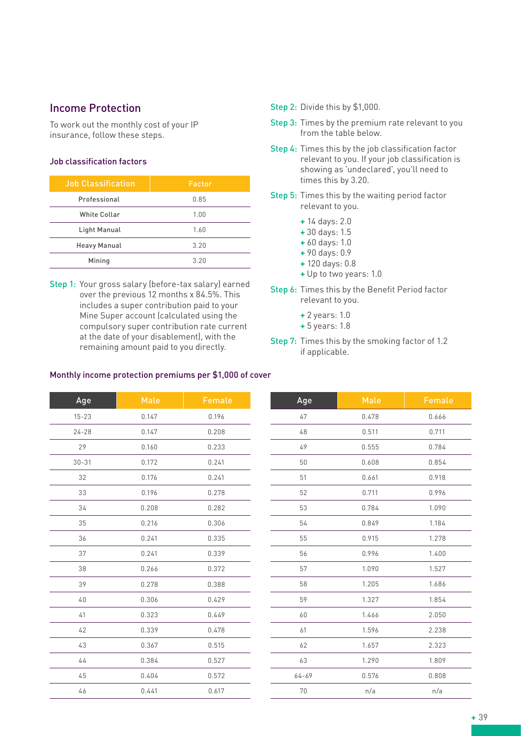## Income Protection

To work out the monthly cost of your IP insurance, follow these steps.

### Job classification factors

| Job Classification | Factor |
|---|---|
| Professional | 0.85 |
| White Collar | 1.00 |
| Light Manual | 1.60 |
| Heavy Manual | 3.20 |
| Mining | 3.20 |

**Step 1:** Your gross salary (before-tax salary) earned over the previous 12 months x 84.5%. This includes a super contribution paid to your Mine Super account (calculated using the compulsory super contribution rate current at the date of your disablement), with the remaining amount paid to you directly.

**Step 2:** Divide this by $1,000.

**Step 3:** Times by the premium rate relevant to you from the table below.

**Step 4:** Times this by the job classification factor relevant to you. If your job classification is showing as 'undeclared', you'll need to times this by 3.20.

**Step 5:** Times this by the waiting period factor relevant to you.

- 14 days: 2.0
- 30 days: 1.5
- 60 days: 1.0
- 90 days: 0.9
- 120 days: 0.8
- Up to two years: 1.0

**Step 6:** Times this by the Benefit Period factor relevant to you.

- 2 years: 1.0
- 5 years: 1.8

**Step 7:** Times this by the smoking factor of 1.2 if applicable.

### Monthly income protection premiums per $1,000 of cover

| Age | Male | Female |
|---|---|---|
| 15-23 | 0.147 | 0.196 |
| 24-28 | 0.147 | 0.208 |
| 29 | 0.160 | 0.233 |
| 30-31 | 0.172 | 0.241 |
| 32 | 0.176 | 0.241 |
| 33 | 0.196 | 0.278 |
| 34 | 0.208 | 0.282 |
| 35 | 0.216 | 0.306 |
| 36 | 0.241 | 0.335 |
| 37 | 0.241 | 0.339 |
| 38 | 0.266 | 0.372 |
| 39 | 0.278 | 0.388 |
| 40 | 0.306 | 0.429 |
| 41 | 0.323 | 0.449 |
| 42 | 0.339 | 0.478 |
| 43 | 0.367 | 0.515 |
| 44 | 0.384 | 0.527 |
| 45 | 0.404 | 0.572 |
| 46 | 0.441 | 0.617 |
| 47 | 0.478 | 0.666 |
| 48 | 0.511 | 0.711 |
| 49 | 0.555 | 0.784 |
| 50 | 0.608 | 0.854 |
| 51 | 0.661 | 0.918 |
| 52 | 0.711 | 0.996 |
| 53 | 0.784 | 1.090 |
| 54 | 0.849 | 1.184 |
| 55 | 0.915 | 1.278 |
| 56 | 0.996 | 1.400 |
| 57 | 1.090 | 1.527 |
| 58 | 1.205 | 1.686 |
| 59 | 1.327 | 1.854 |
| 60 | 1.466 | 2.050 |
| 61 | 1.596 | 2.238 |
| 62 | 1.657 | 2.323 |
| 63 | 1.290 | 1.809 |
| 64-69 | 0.576 | 0.808 |
| 70 | n/a | n/a |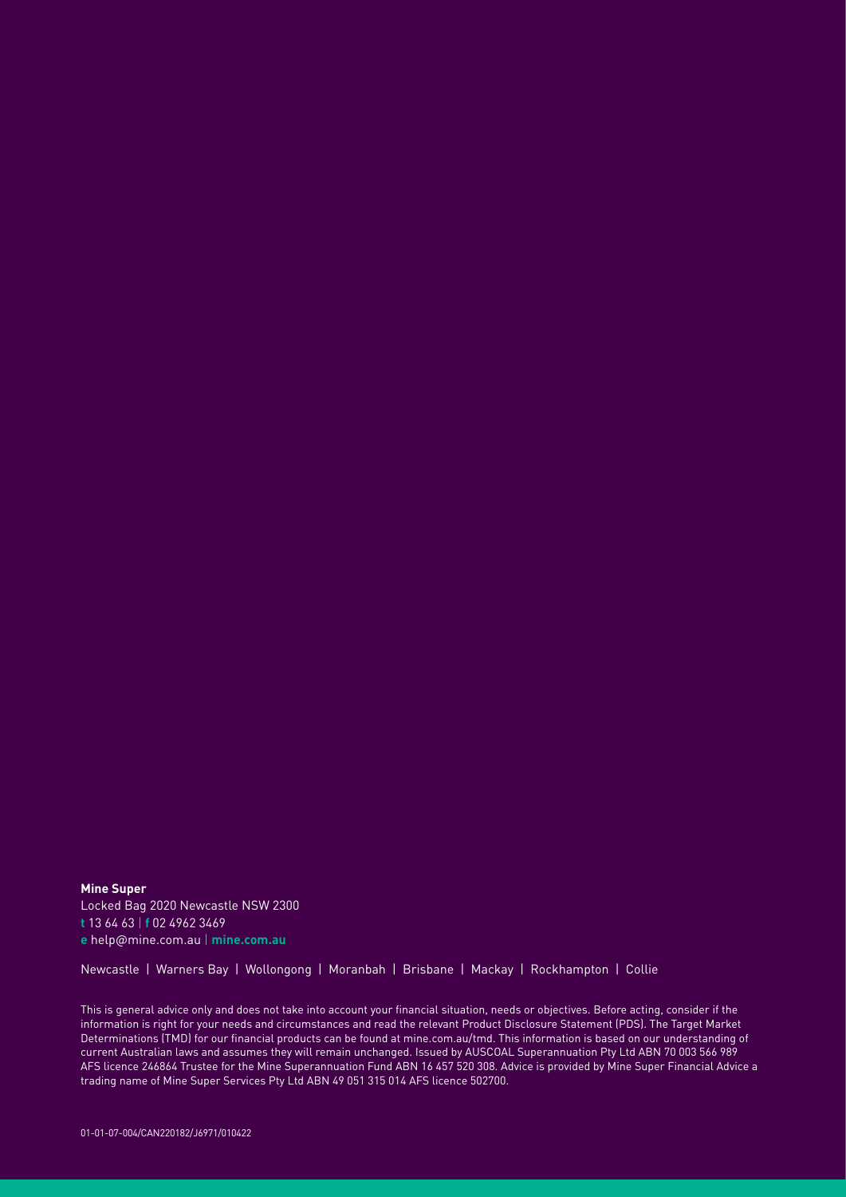**Mine Super**
Locked Bag 2020 Newcastle NSW 2300
**t** 13 64 63 | **f** 02 4962 3469
**e** help@mine.com.au | **mine.com.au**

Newcastle | Warners Bay | Wollongong | Moranbah | Brisbane | Mackay | Rockhampton | Collie

This is general advice only and does not take into account your financial situation, needs or objectives. Before acting, consider if the information is right for your needs and circumstances and read the relevant Product Disclosure Statement (PDS). The Target Market Determinations (TMD) for our financial products can be found at mine.com.au/tmd. This information is based on our understanding of current Australian laws and assumes they will remain unchanged. Issued by AUSCOAL Superannuation Pty Ltd ABN 70 003 566 989 AFS licence 246864 Trustee for the Mine Superannuation Fund ABN 16 457 520 308. Advice is provided by Mine Super Financial Advice a trading name of Mine Super Services Pty Ltd ABN 49 051 315 014 AFS licence 502700.

01-01-07-004/CAN220182/J6971/010422